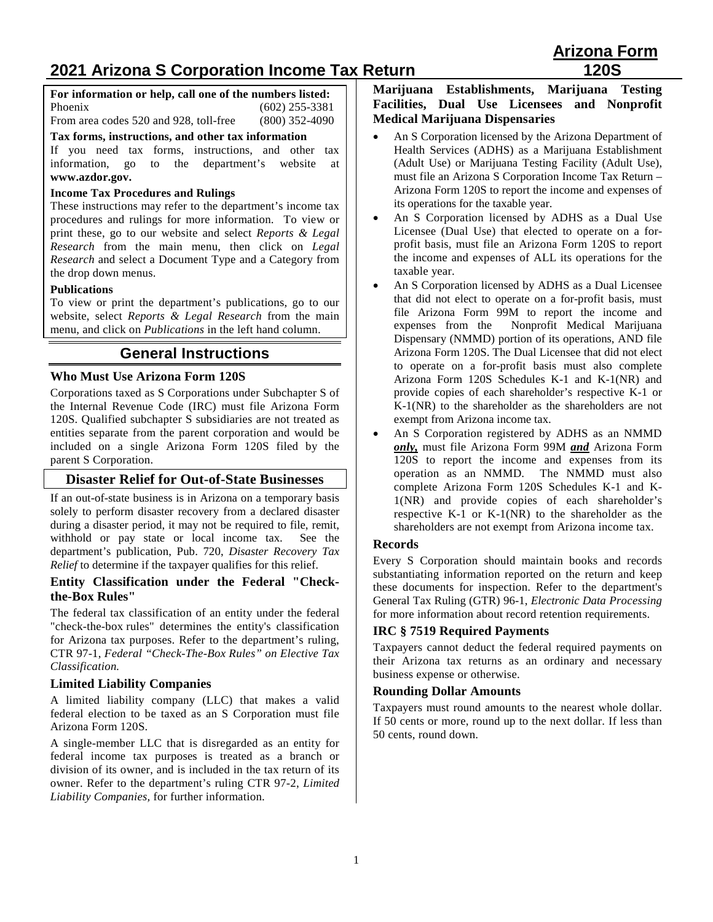# 2021 Arizona S Corporation Income Tax Return

**Arizona Form 120S**

**For information or help, call one of the numbers listed:**

| | |
|---|---|
| Phoenix | (602) 255-3381 |
| From area codes 520 and 928, toll-free | (800) 352-4090 |

**Tax forms, instructions, and other tax information**

If you need tax forms, instructions, and other tax information, go to the department's website at **www.azdor.gov.**

**Income Tax Procedures and Rulings**

These instructions may refer to the department's income tax procedures and rulings for more information. To view or print these, go to our website and select *Reports & Legal Research* from the main menu, then click on *Legal Research* and select a Document Type and a Category from the drop down menus.

**Publications**

To view or print the department's publications, go to our website, select *Reports & Legal Research* from the main menu, and click on *Publications* in the left hand column.

## General Instructions

### Who Must Use Arizona Form 120S

Corporations taxed as S Corporations under Subchapter S of the Internal Revenue Code (IRC) must file Arizona Form 120S. Qualified subchapter S subsidiaries are not treated as entities separate from the parent corporation and would be included on a single Arizona Form 120S filed by the parent S Corporation.

### Disaster Relief for Out-of-State Businesses

If an out-of-state business is in Arizona on a temporary basis solely to perform disaster recovery from a declared disaster during a disaster period, it may not be required to file, remit, withhold or pay state or local income tax. See the department's publication, Pub. 720, *Disaster Recovery Tax Relief* to determine if the taxpayer qualifies for this relief.

### Entity Classification under the Federal "Check-the-Box Rules"

The federal tax classification of an entity under the federal "check-the-box rules" determines the entity's classification for Arizona tax purposes. Refer to the department's ruling, CTR 97-1, *Federal "Check-The-Box Rules" on Elective Tax Classification.*

### Limited Liability Companies

A limited liability company (LLC) that makes a valid federal election to be taxed as an S Corporation must file Arizona Form 120S.

A single-member LLC that is disregarded as an entity for federal income tax purposes is treated as a branch or division of its owner, and is included in the tax return of its owner. Refer to the department's ruling CTR 97-2, *Limited Liability Companies*, for further information.

### Marijuana Establishments, Marijuana Testing Facilities, Dual Use Licensees and Nonprofit Medical Marijuana Dispensaries

- An S Corporation licensed by the Arizona Department of Health Services (ADHS) as a Marijuana Establishment (Adult Use) or Marijuana Testing Facility (Adult Use), must file an Arizona S Corporation Income Tax Return – Arizona Form 120S to report the income and expenses of its operations for the taxable year.
- An S Corporation licensed by ADHS as a Dual Use Licensee (Dual Use) that elected to operate on a for-profit basis, must file an Arizona Form 120S to report the income and expenses of ALL its operations for the taxable year.
- An S Corporation licensed by ADHS as a Dual Licensee that did not elect to operate on a for-profit basis, must file Arizona Form 99M to report the income and expenses from the Nonprofit Medical Marijuana Dispensary (NMMD) portion of its operations, AND file Arizona Form 120S. The Dual Licensee that did not elect to operate on a for-profit basis must also complete Arizona Form 120S Schedules K-1 and K-1(NR) and provide copies of each shareholder's respective K-1 or K-1(NR) to the shareholder as the shareholders are not exempt from Arizona income tax.
- An S Corporation registered by ADHS as an NMMD ***only,*** must file Arizona Form 99M ***and*** Arizona Form 120S to report the income and expenses from its operation as an NMMD. The NMMD must also complete Arizona Form 120S Schedules K-1 and K-1(NR) and provide copies of each shareholder's respective K-1 or K-1(NR) to the shareholder as the shareholders are not exempt from Arizona income tax.

### Records

Every S Corporation should maintain books and records substantiating information reported on the return and keep these documents for inspection. Refer to the department's General Tax Ruling (GTR) 96-1, *Electronic Data Processing* for more information about record retention requirements.

### IRC § 7519 Required Payments

Taxpayers cannot deduct the federal required payments on their Arizona tax returns as an ordinary and necessary business expense or otherwise.

### Rounding Dollar Amounts

Taxpayers must round amounts to the nearest whole dollar. If 50 cents or more, round up to the next dollar. If less than 50 cents, round down.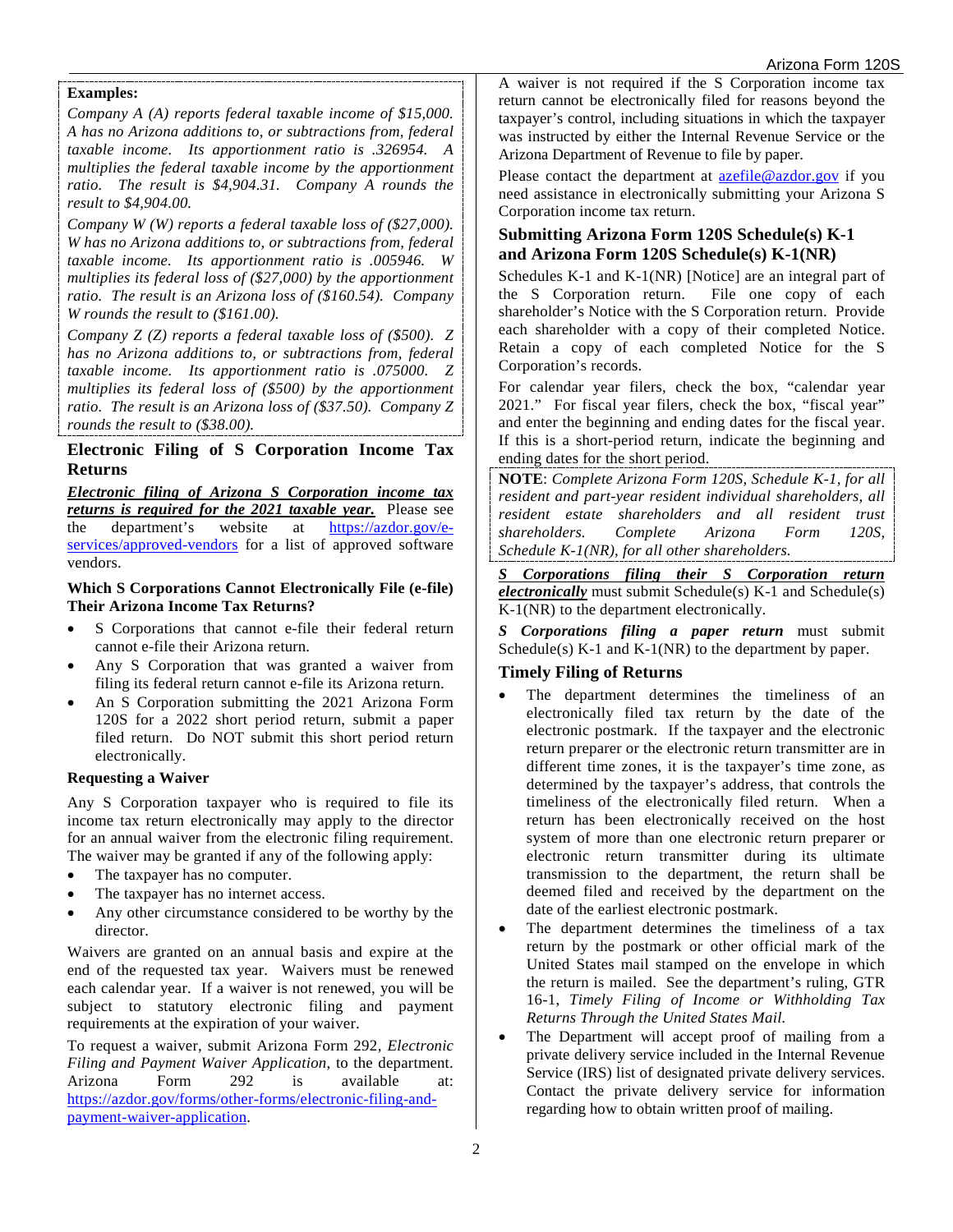**Examples:**

*Company A (A) reports federal taxable income of $15,000. A has no Arizona additions to, or subtractions from, federal taxable income. Its apportionment ratio is .326954. A multiplies the federal taxable income by the apportionment ratio. The result is $4,904.31. Company A rounds the result to $4,904.00.*

*Company W (W) reports a federal taxable loss of ($27,000). W has no Arizona additions to, or subtractions from, federal taxable income. Its apportionment ratio is .005946. W multiplies its federal loss of ($27,000) by the apportionment ratio. The result is an Arizona loss of ($160.54). Company W rounds the result to ($161.00).*

*Company Z (Z) reports a federal taxable loss of ($500). Z has no Arizona additions to, or subtractions from, federal taxable income. Its apportionment ratio is .075000. Z multiplies its federal loss of ($500) by the apportionment ratio. The result is an Arizona loss of ($37.50). Company Z rounds the result to ($38.00).*

## Electronic Filing of S Corporation Income Tax Returns

***Electronic filing of Arizona S Corporation income tax returns is required for the 2021 taxable year.*** Please see the department's website at https://azdor.gov/e-services/approved-vendors for a list of approved software vendors.

### Which S Corporations Cannot Electronically File (e-file) Their Arizona Income Tax Returns?

- S Corporations that cannot e-file their federal return cannot e-file their Arizona return.
- Any S Corporation that was granted a waiver from filing its federal return cannot e-file its Arizona return.
- An S Corporation submitting the 2021 Arizona Form 120S for a 2022 short period return, submit a paper filed return. Do NOT submit this short period return electronically.

### Requesting a Waiver

Any S Corporation taxpayer who is required to file its income tax return electronically may apply to the director for an annual waiver from the electronic filing requirement. The waiver may be granted if any of the following apply:

- The taxpayer has no computer.
- The taxpayer has no internet access.
- Any other circumstance considered to be worthy by the director.

Waivers are granted on an annual basis and expire at the end of the requested tax year. Waivers must be renewed each calendar year. If a waiver is not renewed, you will be subject to statutory electronic filing and payment requirements at the expiration of your waiver.

To request a waiver, submit Arizona Form 292, *Electronic Filing and Payment Waiver Application*, to the department. Arizona Form 292 is available at: https://azdor.gov/forms/other-forms/electronic-filing-and-payment-waiver-application.

A waiver is not required if the S Corporation income tax return cannot be electronically filed for reasons beyond the taxpayer's control, including situations in which the taxpayer was instructed by either the Internal Revenue Service or the Arizona Department of Revenue to file by paper.

Please contact the department at azefile@azdor.gov if you need assistance in electronically submitting your Arizona S Corporation income tax return.

## Submitting Arizona Form 120S Schedule(s) K-1 and Arizona Form 120S Schedule(s) K-1(NR)

Schedules K-1 and K-1(NR) [Notice] are an integral part of the S Corporation return. File one copy of each shareholder's Notice with the S Corporation return. Provide each shareholder with a copy of their completed Notice. Retain a copy of each completed Notice for the S Corporation's records.

For calendar year filers, check the box, "calendar year 2021." For fiscal year filers, check the box, "fiscal year" and enter the beginning and ending dates for the fiscal year. If this is a short-period return, indicate the beginning and ending dates for the short period.

**NOTE**: *Complete Arizona Form 120S, Schedule K-1, for all resident and part-year resident individual shareholders, all resident estate shareholders and all resident trust shareholders. Complete Arizona Form 120S, Schedule K-1(NR), for all other shareholders.*

***S Corporations filing their S Corporation return electronically*** must submit Schedule(s) K-1 and Schedule(s) K-1(NR) to the department electronically.

***S Corporations filing a paper return*** must submit Schedule(s) K-1 and K-1(NR) to the department by paper.

## Timely Filing of Returns

- The department determines the timeliness of an electronically filed tax return by the date of the electronic postmark. If the taxpayer and the electronic return preparer or the electronic return transmitter are in different time zones, it is the taxpayer's time zone, as determined by the taxpayer's address, that controls the timeliness of the electronically filed return. When a return has been electronically received on the host system of more than one electronic return preparer or electronic return transmitter during its ultimate transmission to the department, the return shall be deemed filed and received by the department on the date of the earliest electronic postmark.
- The department determines the timeliness of a tax return by the postmark or other official mark of the United States mail stamped on the envelope in which the return is mailed. See the department's ruling, GTR 16-1, *Timely Filing of Income or Withholding Tax Returns Through the United States Mail.*
- The Department will accept proof of mailing from a private delivery service included in the Internal Revenue Service (IRS) list of designated private delivery services. Contact the private delivery service for information regarding how to obtain written proof of mailing.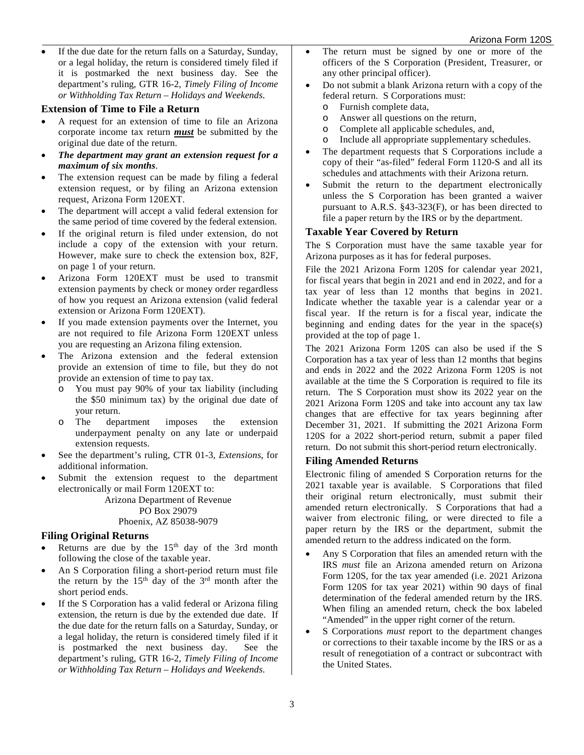- If the due date for the return falls on a Saturday, Sunday, or a legal holiday, the return is considered timely filed if it is postmarked the next business day. See the department's ruling, GTR 16-2, *Timely Filing of Income or Withholding Tax Return – Holidays and Weekends*.

### Extension of Time to File a Return

- A request for an extension of time to file an Arizona corporate income tax return ***must*** be submitted by the original due date of the return.
- ***The department may grant an extension request for a maximum of six months***.
- The extension request can be made by filing a federal extension request, or by filing an Arizona extension request, Arizona Form 120EXT.
- The department will accept a valid federal extension for the same period of time covered by the federal extension.
- If the original return is filed under extension, do not include a copy of the extension with your return. However, make sure to check the extension box, 82F, on page 1 of your return.
- Arizona Form 120EXT must be used to transmit extension payments by check or money order regardless of how you request an Arizona extension (valid federal extension or Arizona Form 120EXT).
- If you made extension payments over the Internet, you are not required to file Arizona Form 120EXT unless you are requesting an Arizona filing extension.
- The Arizona extension and the federal extension provide an extension of time to file, but they do not provide an extension of time to pay tax.
  - You must pay 90% of your tax liability (including the $50 minimum tax) by the original due date of your return.
  - The department imposes the extension underpayment penalty on any late or underpaid extension requests.
- See the department's ruling, CTR 01-3, *Extensions*, for additional information.
- Submit the extension request to the department electronically or mail Form 120EXT to:

  Arizona Department of Revenue
  PO Box 29079
  Phoenix, AZ 85038-9079

### Filing Original Returns

- Returns are due by the 15th day of the 3rd month following the close of the taxable year.
- An S Corporation filing a short-period return must file the return by the 15th day of the 3rd month after the short period ends.
- If the S Corporation has a valid federal or Arizona filing extension, the return is due by the extended due date. If the due date for the return falls on a Saturday, Sunday, or a legal holiday, the return is considered timely filed if it is postmarked the next business day. See the department's ruling, GTR 16-2, *Timely Filing of Income or Withholding Tax Return – Holidays and Weekends*.
- The return must be signed by one or more of the officers of the S Corporation (President, Treasurer, or any other principal officer).
- Do not submit a blank Arizona return with a copy of the federal return. S Corporations must:
  - Furnish complete data,
  - Answer all questions on the return,
  - Complete all applicable schedules, and,
  - Include all appropriate supplementary schedules.
- The department requests that S Corporations include a copy of their "as-filed" federal Form 1120-S and all its schedules and attachments with their Arizona return.
- Submit the return to the department electronically unless the S Corporation has been granted a waiver pursuant to A.R.S. §43-323(F), or has been directed to file a paper return by the IRS or by the department.

### Taxable Year Covered by Return

The S Corporation must have the same taxable year for Arizona purposes as it has for federal purposes.

File the 2021 Arizona Form 120S for calendar year 2021, for fiscal years that begin in 2021 and end in 2022, and for a tax year of less than 12 months that begins in 2021. Indicate whether the taxable year is a calendar year or a fiscal year. If the return is for a fiscal year, indicate the beginning and ending dates for the year in the space(s) provided at the top of page 1.

The 2021 Arizona Form 120S can also be used if the S Corporation has a tax year of less than 12 months that begins and ends in 2022 and the 2022 Arizona Form 120S is not available at the time the S Corporation is required to file its return. The S Corporation must show its 2022 year on the 2021 Arizona Form 120S and take into account any tax law changes that are effective for tax years beginning after December 31, 2021. If submitting the 2021 Arizona Form 120S for a 2022 short-period return, submit a paper filed return. Do not submit this short-period return electronically.

### Filing Amended Returns

Electronic filing of amended S Corporation returns for the 2021 taxable year is available. S Corporations that filed their original return electronically, must submit their amended return electronically. S Corporations that had a waiver from electronic filing, or were directed to file a paper return by the IRS or the department, submit the amended return to the address indicated on the form.

- Any S Corporation that files an amended return with the IRS *must* file an Arizona amended return on Arizona Form 120S, for the tax year amended (i.e. 2021 Arizona Form 120S for tax year 2021) within 90 days of final determination of the federal amended return by the IRS. When filing an amended return, check the box labeled "Amended" in the upper right corner of the return.
- S Corporations *must* report to the department changes or corrections to their taxable income by the IRS or as a result of renegotiation of a contract or subcontract with the United States.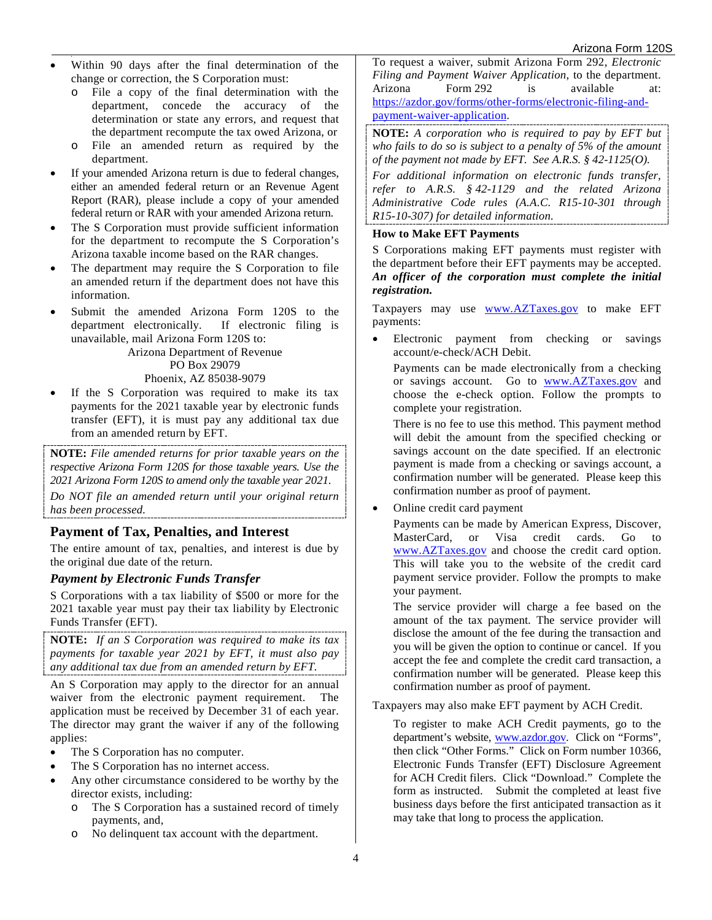- Within 90 days after the final determination of the change or correction, the S Corporation must:
  - File a copy of the final determination with the department, concede the accuracy of the determination or state any errors, and request that the department recompute the tax owed Arizona, or
  - File an amended return as required by the department.
- If your amended Arizona return is due to federal changes, either an amended federal return or an Revenue Agent Report (RAR), please include a copy of your amended federal return or RAR with your amended Arizona return.
- The S Corporation must provide sufficient information for the department to recompute the S Corporation's Arizona taxable income based on the RAR changes.
- The department may require the S Corporation to file an amended return if the department does not have this information.
- Submit the amended Arizona Form 120S to the department electronically. If electronic filing is unavailable, mail Arizona Form 120S to:

  Arizona Department of Revenue
  PO Box 29079
  Phoenix, AZ 85038-9079
- If the S Corporation was required to make its tax payments for the 2021 taxable year by electronic funds transfer (EFT), it is must pay any additional tax due from an amended return by EFT.

**NOTE:** *File amended returns for prior taxable years on the respective Arizona Form 120S for those taxable years. Use the 2021 Arizona Form 120S to amend only the taxable year 2021.*

*Do NOT file an amended return until your original return has been processed.*

## Payment of Tax, Penalties, and Interest

The entire amount of tax, penalties, and interest is due by the original due date of the return.

### *Payment by Electronic Funds Transfer*

S Corporations with a tax liability of $500 or more for the 2021 taxable year must pay their tax liability by Electronic Funds Transfer (EFT).

**NOTE:** *If an S Corporation was required to make its tax payments for taxable year 2021 by EFT, it must also pay any additional tax due from an amended return by EFT.*

An S Corporation may apply to the director for an annual waiver from the electronic payment requirement. The application must be received by December 31 of each year. The director may grant the waiver if any of the following applies:

- The S Corporation has no computer.
- The S Corporation has no internet access.
- Any other circumstance considered to be worthy by the director exists, including:
  - The S Corporation has a sustained record of timely payments, and,
  - No delinquent tax account with the department.

To request a waiver, submit Arizona Form 292, *Electronic Filing and Payment Waiver Application,* to the department. Arizona Form 292 is available at: https://azdor.gov/forms/other-forms/electronic-filing-and-payment-waiver-application.

**NOTE:** *A corporation who is required to pay by EFT but who fails to do so is subject to a penalty of 5% of the amount of the payment not made by EFT. See A.R.S. § 42-1125(O).*

*For additional information on electronic funds transfer, refer to A.R.S. § 42-1129 and the related Arizona Administrative Code rules (A.A.C. R15-10-301 through R15-10-307) for detailed information.*

**How to Make EFT Payments**

S Corporations making EFT payments must register with the department before their EFT payments may be accepted. ***An officer of the corporation must complete the initial registration.***

Taxpayers may use www.AZTaxes.gov to make EFT payments:

- Electronic payment from checking or savings account/e-check/ACH Debit.

  Payments can be made electronically from a checking or savings account. Go to www.AZTaxes.gov and choose the e-check option. Follow the prompts to complete your registration.

  There is no fee to use this method. This payment method will debit the amount from the specified checking or savings account on the date specified. If an electronic payment is made from a checking or savings account, a confirmation number will be generated. Please keep this confirmation number as proof of payment.
- Online credit card payment

  Payments can be made by American Express, Discover, MasterCard, or Visa credit cards. Go to www.AZTaxes.gov and choose the credit card option. This will take you to the website of the credit card payment service provider. Follow the prompts to make your payment.

  The service provider will charge a fee based on the amount of the tax payment. The service provider will disclose the amount of the fee during the transaction and you will be given the option to continue or cancel. If you accept the fee and complete the credit card transaction, a confirmation number will be generated. Please keep this confirmation number as proof of payment.

Taxpayers may also make EFT payment by ACH Credit.

To register to make ACH Credit payments, go to the department's website, www.azdor.gov. Click on "Forms", then click "Other Forms." Click on Form number 10366, Electronic Funds Transfer (EFT) Disclosure Agreement for ACH Credit filers. Click "Download." Complete the form as instructed. Submit the completed at least five business days before the first anticipated transaction as it may take that long to process the application.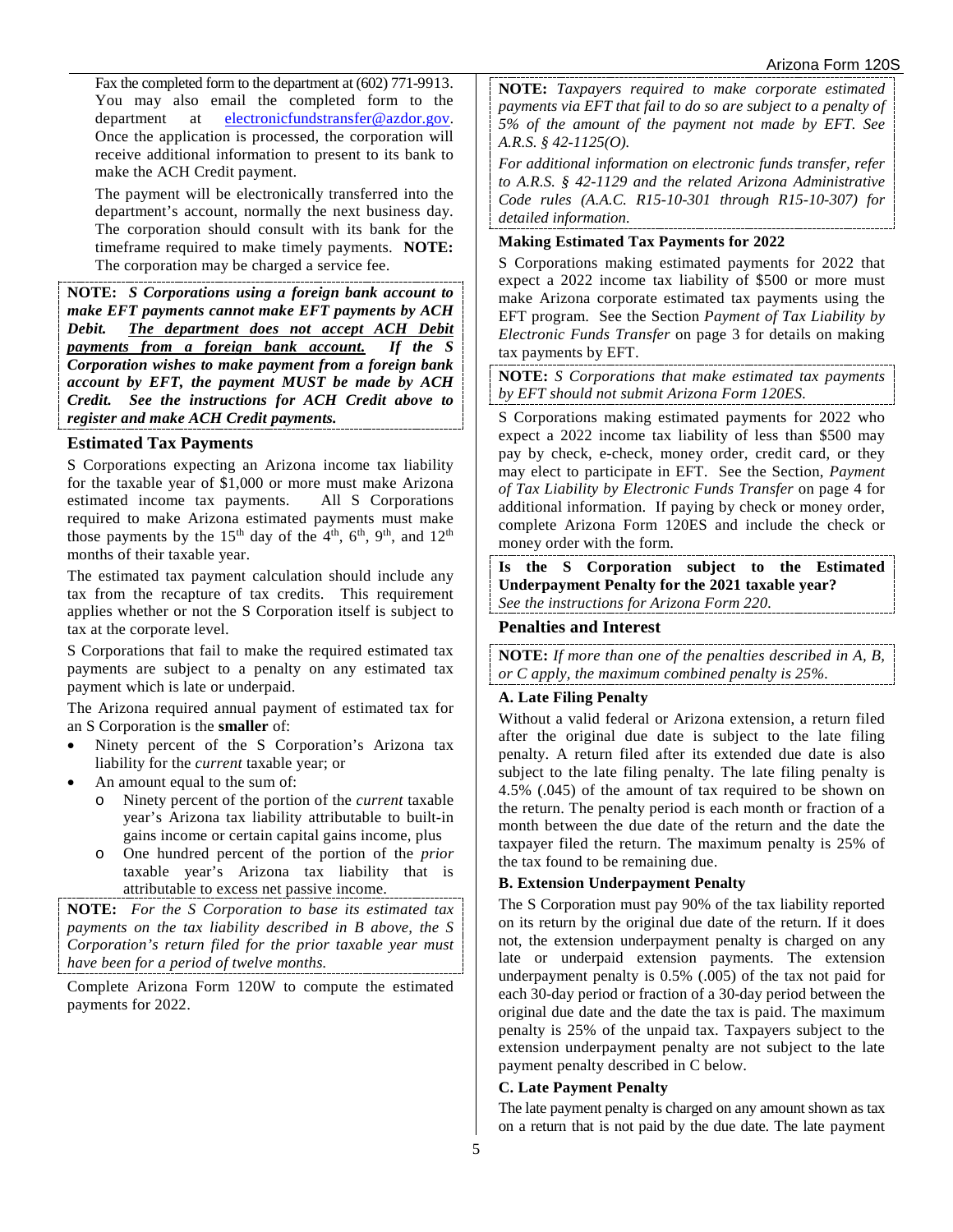Fax the completed form to the department at (602) 771-9913. You may also email the completed form to the department at electronicfundstransfer@azdor.gov. Once the application is processed, the corporation will receive additional information to present to its bank to make the ACH Credit payment.

The payment will be electronically transferred into the department's account, normally the next business day. The corporation should consult with its bank for the timeframe required to make timely payments. **NOTE:** The corporation may be charged a service fee.

**NOTE:** ***S Corporations using a foreign bank account to make EFT payments cannot make EFT payments by ACH Debit. The department does not accept ACH Debit payments from a foreign bank account. If the S Corporation wishes to make payment from a foreign bank account by EFT, the payment MUST be made by ACH Credit. See the instructions for ACH Credit above to register and make ACH Credit payments.***

## Estimated Tax Payments

S Corporations expecting an Arizona income tax liability for the taxable year of $1,000 or more must make Arizona estimated income tax payments. All S Corporations required to make Arizona estimated payments must make those payments by the 15th day of the 4th, 6th, 9th, and 12th months of their taxable year.

The estimated tax payment calculation should include any tax from the recapture of tax credits. This requirement applies whether or not the S Corporation itself is subject to tax at the corporate level.

S Corporations that fail to make the required estimated tax payments are subject to a penalty on any estimated tax payment which is late or underpaid.

The Arizona required annual payment of estimated tax for an S Corporation is the **smaller** of:

- Ninety percent of the S Corporation's Arizona tax liability for the *current* taxable year; or
- An amount equal to the sum of:
  - o Ninety percent of the portion of the *current* taxable year's Arizona tax liability attributable to built-in gains income or certain capital gains income, plus
  - o One hundred percent of the portion of the *prior* taxable year's Arizona tax liability that is attributable to excess net passive income.

**NOTE:** *For the S Corporation to base its estimated tax payments on the tax liability described in B above, the S Corporation's return filed for the prior taxable year must have been for a period of twelve months.*

Complete Arizona Form 120W to compute the estimated payments for 2022.

**NOTE:** *Taxpayers required to make corporate estimated payments via EFT that fail to do so are subject to a penalty of 5% of the amount of the payment not made by EFT. See A.R.S. § 42-1125(O).*

*For additional information on electronic funds transfer, refer to A.R.S. § 42-1129 and the related Arizona Administrative Code rules (A.A.C. R15-10-301 through R15-10-307) for detailed information.*

### Making Estimated Tax Payments for 2022

S Corporations making estimated payments for 2022 that expect a 2022 income tax liability of $500 or more must make Arizona corporate estimated tax payments using the EFT program. See the Section *Payment of Tax Liability by Electronic Funds Transfer* on page 3 for details on making tax payments by EFT.

**NOTE:** *S Corporations that make estimated tax payments by EFT should not submit Arizona Form 120ES.*

S Corporations making estimated payments for 2022 who expect a 2022 income tax liability of less than $500 may pay by check, e-check, money order, credit card, or they may elect to participate in EFT. See the Section, *Payment of Tax Liability by Electronic Funds Transfer* on page 4 for additional information. If paying by check or money order, complete Arizona Form 120ES and include the check or money order with the form.

**Is the S Corporation subject to the Estimated Underpayment Penalty for the 2021 taxable year?**
*See the instructions for Arizona Form 220.*

## Penalties and Interest

**NOTE:** *If more than one of the penalties described in A, B, or C apply, the maximum combined penalty is 25%.*

### A. Late Filing Penalty

Without a valid federal or Arizona extension, a return filed after the original due date is subject to the late filing penalty. A return filed after its extended due date is also subject to the late filing penalty. The late filing penalty is 4.5% (.045) of the amount of tax required to be shown on the return. The penalty period is each month or fraction of a month between the due date of the return and the date the taxpayer filed the return. The maximum penalty is 25% of the tax found to be remaining due.

### B. Extension Underpayment Penalty

The S Corporation must pay 90% of the tax liability reported on its return by the original due date of the return. If it does not, the extension underpayment penalty is charged on any late or underpaid extension payments. The extension underpayment penalty is 0.5% (.005) of the tax not paid for each 30-day period or fraction of a 30-day period between the original due date and the date the tax is paid. The maximum penalty is 25% of the unpaid tax. Taxpayers subject to the extension underpayment penalty are not subject to the late payment penalty described in C below.

### C. Late Payment Penalty

The late payment penalty is charged on any amount shown as tax on a return that is not paid by the due date. The late payment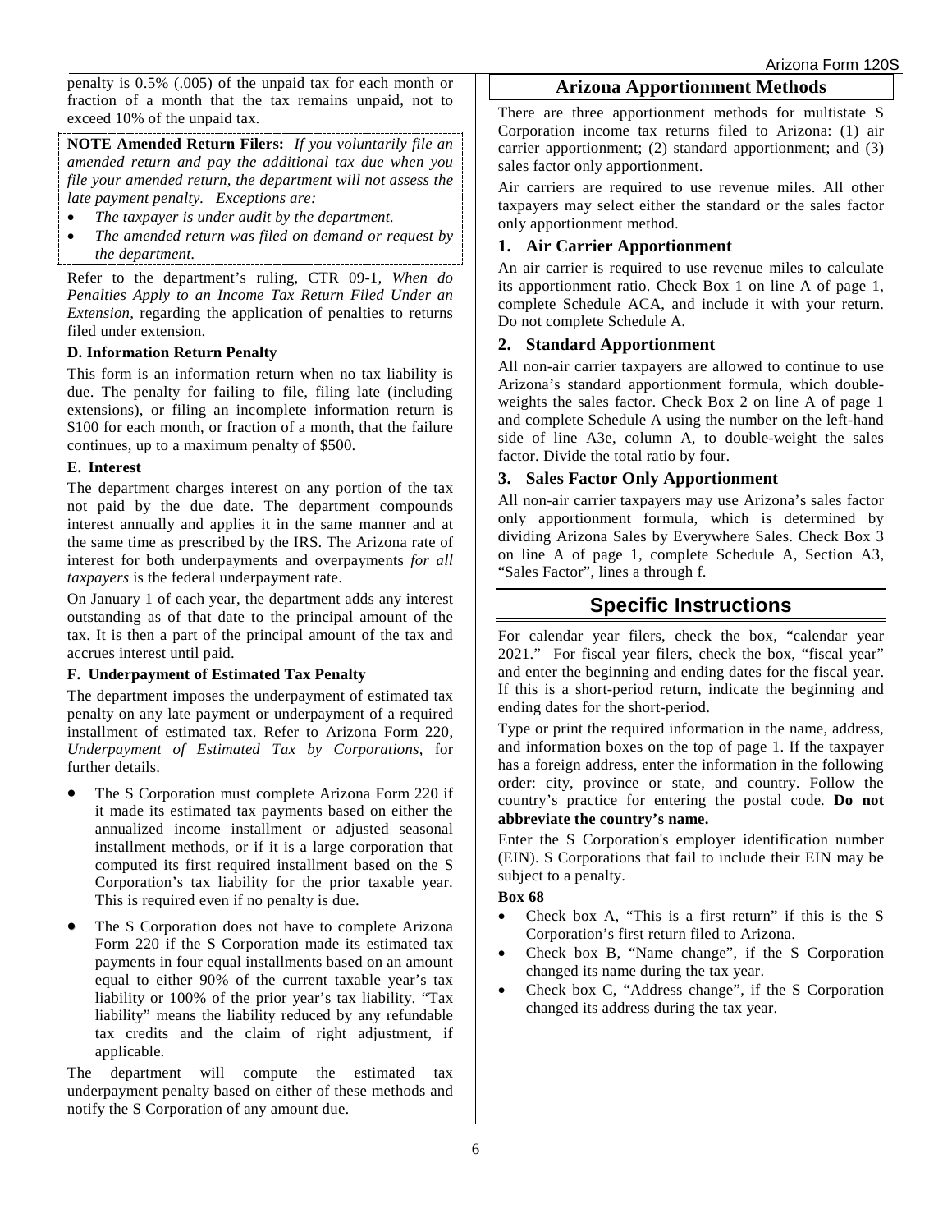penalty is 0.5% (.005) of the unpaid tax for each month or fraction of a month that the tax remains unpaid, not to exceed 10% of the unpaid tax.

**NOTE Amended Return Filers:** *If you voluntarily file an amended return and pay the additional tax due when you file your amended return, the department will not assess the late payment penalty. Exceptions are:*

- *The taxpayer is under audit by the department.*
- *The amended return was filed on demand or request by the department.*

Refer to the department's ruling, CTR 09-1, *When do Penalties Apply to an Income Tax Return Filed Under an Extension,* regarding the application of penalties to returns filed under extension.

#### D. Information Return Penalty

This form is an information return when no tax liability is due. The penalty for failing to file, filing late (including extensions), or filing an incomplete information return is $100 for each month, or fraction of a month, that the failure continues, up to a maximum penalty of $500.

#### E. Interest

The department charges interest on any portion of the tax not paid by the due date. The department compounds interest annually and applies it in the same manner and at the same time as prescribed by the IRS. The Arizona rate of interest for both underpayments and overpayments *for all taxpayers* is the federal underpayment rate.

On January 1 of each year, the department adds any interest outstanding as of that date to the principal amount of the tax. It is then a part of the principal amount of the tax and accrues interest until paid.

#### F. Underpayment of Estimated Tax Penalty

The department imposes the underpayment of estimated tax penalty on any late payment or underpayment of a required installment of estimated tax. Refer to Arizona Form 220, *Underpayment of Estimated Tax by Corporations*, for further details.

- The S Corporation must complete Arizona Form 220 if it made its estimated tax payments based on either the annualized income installment or adjusted seasonal installment methods, or if it is a large corporation that computed its first required installment based on the S Corporation's tax liability for the prior taxable year. This is required even if no penalty is due.
- The S Corporation does not have to complete Arizona Form 220 if the S Corporation made its estimated tax payments in four equal installments based on an amount equal to either 90% of the current taxable year's tax liability or 100% of the prior year's tax liability. "Tax liability" means the liability reduced by any refundable tax credits and the claim of right adjustment, if applicable.

The department will compute the estimated tax underpayment penalty based on either of these methods and notify the S Corporation of any amount due.

## Arizona Apportionment Methods

There are three apportionment methods for multistate S Corporation income tax returns filed to Arizona: (1) air carrier apportionment; (2) standard apportionment; and (3) sales factor only apportionment.

Air carriers are required to use revenue miles. All other taxpayers may select either the standard or the sales factor only apportionment method.

### 1. Air Carrier Apportionment

An air carrier is required to use revenue miles to calculate its apportionment ratio. Check Box 1 on line A of page 1, complete Schedule ACA, and include it with your return. Do not complete Schedule A.

### 2. Standard Apportionment

All non-air carrier taxpayers are allowed to continue to use Arizona's standard apportionment formula, which double-weights the sales factor. Check Box 2 on line A of page 1 and complete Schedule A using the number on the left-hand side of line A3e, column A, to double-weight the sales factor. Divide the total ratio by four.

### 3. Sales Factor Only Apportionment

All non-air carrier taxpayers may use Arizona's sales factor only apportionment formula, which is determined by dividing Arizona Sales by Everywhere Sales. Check Box 3 on line A of page 1, complete Schedule A, Section A3, "Sales Factor", lines a through f.

## Specific Instructions

For calendar year filers, check the box, "calendar year 2021." For fiscal year filers, check the box, "fiscal year" and enter the beginning and ending dates for the fiscal year. If this is a short-period return, indicate the beginning and ending dates for the short-period.

Type or print the required information in the name, address, and information boxes on the top of page 1. If the taxpayer has a foreign address, enter the information in the following order: city, province or state, and country. Follow the country's practice for entering the postal code. **Do not abbreviate the country's name.**

Enter the S Corporation's employer identification number (EIN). S Corporations that fail to include their EIN may be subject to a penalty.

#### Box 68

- Check box A, "This is a first return" if this is the S Corporation's first return filed to Arizona.
- Check box B, "Name change", if the S Corporation changed its name during the tax year.
- Check box C, "Address change", if the S Corporation changed its address during the tax year.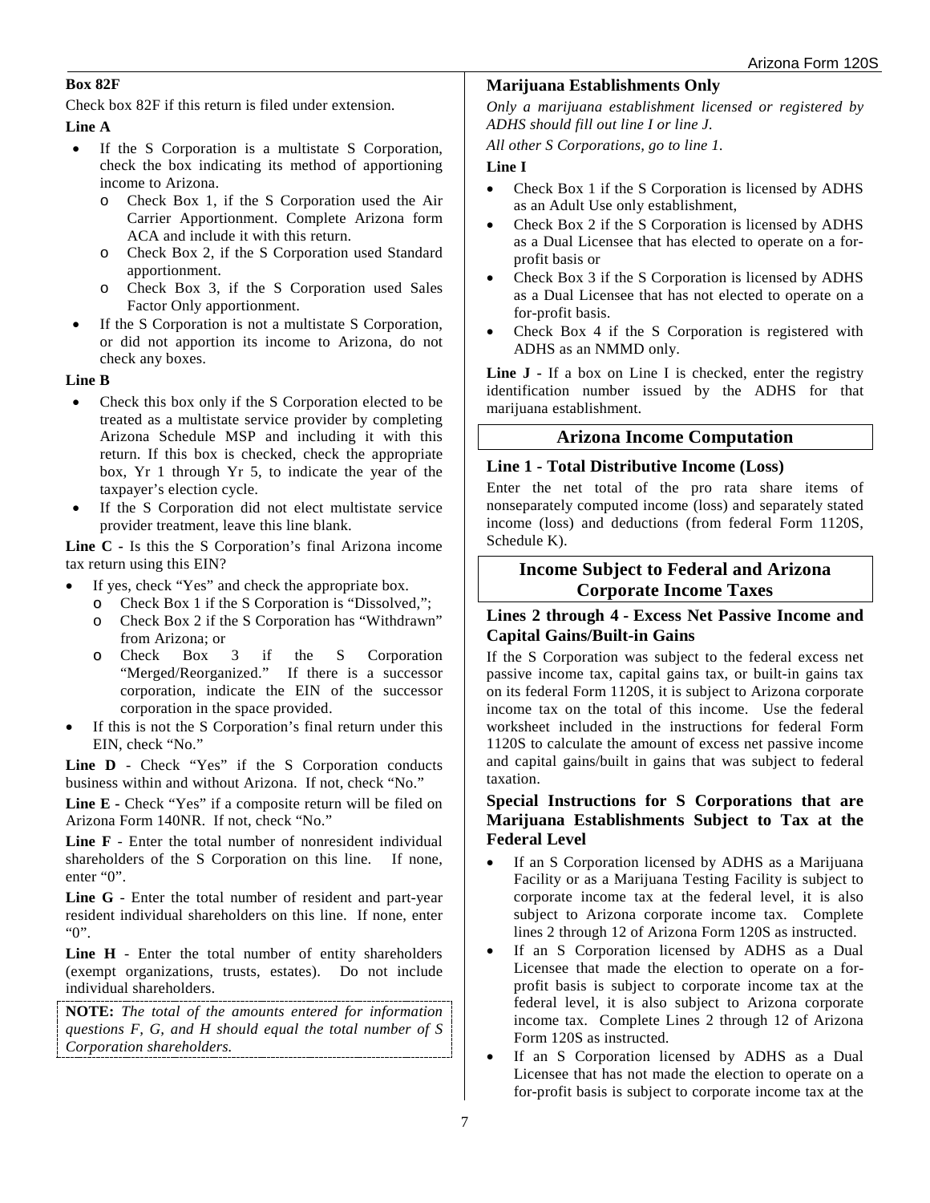**Box 82F**

Check box 82F if this return is filed under extension.

**Line A**

- If the S Corporation is a multistate S Corporation, check the box indicating its method of apportioning income to Arizona.
  - Check Box 1, if the S Corporation used the Air Carrier Apportionment. Complete Arizona form ACA and include it with this return.
  - Check Box 2, if the S Corporation used Standard apportionment.
  - Check Box 3, if the S Corporation used Sales Factor Only apportionment.
- If the S Corporation is not a multistate S Corporation, or did not apportion its income to Arizona, do not check any boxes.

**Line B**

- Check this box only if the S Corporation elected to be treated as a multistate service provider by completing Arizona Schedule MSP and including it with this return. If this box is checked, check the appropriate box, Yr 1 through Yr 5, to indicate the year of the taxpayer's election cycle.
- If the S Corporation did not elect multistate service provider treatment, leave this line blank.

**Line C -** Is this the S Corporation's final Arizona income tax return using this EIN?

- If yes, check "Yes" and check the appropriate box.
  - Check Box 1 if the S Corporation is "Dissolved,";
  - Check Box 2 if the S Corporation has "Withdrawn" from Arizona; or
  - Check Box 3 if the S Corporation "Merged/Reorganized." If there is a successor corporation, indicate the EIN of the successor corporation in the space provided.
- If this is not the S Corporation's final return under this EIN, check "No."

**Line D** - Check "Yes" if the S Corporation conducts business within and without Arizona. If not, check "No."

**Line E -** Check "Yes" if a composite return will be filed on Arizona Form 140NR. If not, check "No."

**Line F** - Enter the total number of nonresident individual shareholders of the S Corporation on this line. If none, enter "0".

**Line G** - Enter the total number of resident and part-year resident individual shareholders on this line. If none, enter "0".

**Line H** - Enter the total number of entity shareholders (exempt organizations, trusts, estates). Do not include individual shareholders.

**NOTE:** *The total of the amounts entered for information questions F, G, and H should equal the total number of S Corporation shareholders.*

### Marijuana Establishments Only

*Only a marijuana establishment licensed or registered by ADHS should fill out line I or line J.*

*All other S Corporations, go to line 1.*

**Line I**

- Check Box 1 if the S Corporation is licensed by ADHS as an Adult Use only establishment,
- Check Box 2 if the S Corporation is licensed by ADHS as a Dual Licensee that has elected to operate on a for-profit basis or
- Check Box 3 if the S Corporation is licensed by ADHS as a Dual Licensee that has not elected to operate on a for-profit basis.
- Check Box 4 if the S Corporation is registered with ADHS as an NMMD only.

**Line J -** If a box on Line I is checked, enter the registry identification number issued by the ADHS for that marijuana establishment.

## Arizona Income Computation

### Line 1 - Total Distributive Income (Loss)

Enter the net total of the pro rata share items of nonseparately computed income (loss) and separately stated income (loss) and deductions (from federal Form 1120S, Schedule K).

## Income Subject to Federal and Arizona Corporate Income Taxes

### Lines 2 through 4 - Excess Net Passive Income and Capital Gains/Built-in Gains

If the S Corporation was subject to the federal excess net passive income tax, capital gains tax, or built-in gains tax on its federal Form 1120S, it is subject to Arizona corporate income tax on the total of this income. Use the federal worksheet included in the instructions for federal Form 1120S to calculate the amount of excess net passive income and capital gains/built in gains that was subject to federal taxation.

### Special Instructions for S Corporations that are Marijuana Establishments Subject to Tax at the Federal Level

- If an S Corporation licensed by ADHS as a Marijuana Facility or as a Marijuana Testing Facility is subject to corporate income tax at the federal level, it is also subject to Arizona corporate income tax. Complete lines 2 through 12 of Arizona Form 120S as instructed.
- If an S Corporation licensed by ADHS as a Dual Licensee that made the election to operate on a for-profit basis is subject to corporate income tax at the federal level, it is also subject to Arizona corporate income tax. Complete Lines 2 through 12 of Arizona Form 120S as instructed.
- If an S Corporation licensed by ADHS as a Dual Licensee that has not made the election to operate on a for-profit basis is subject to corporate income tax at the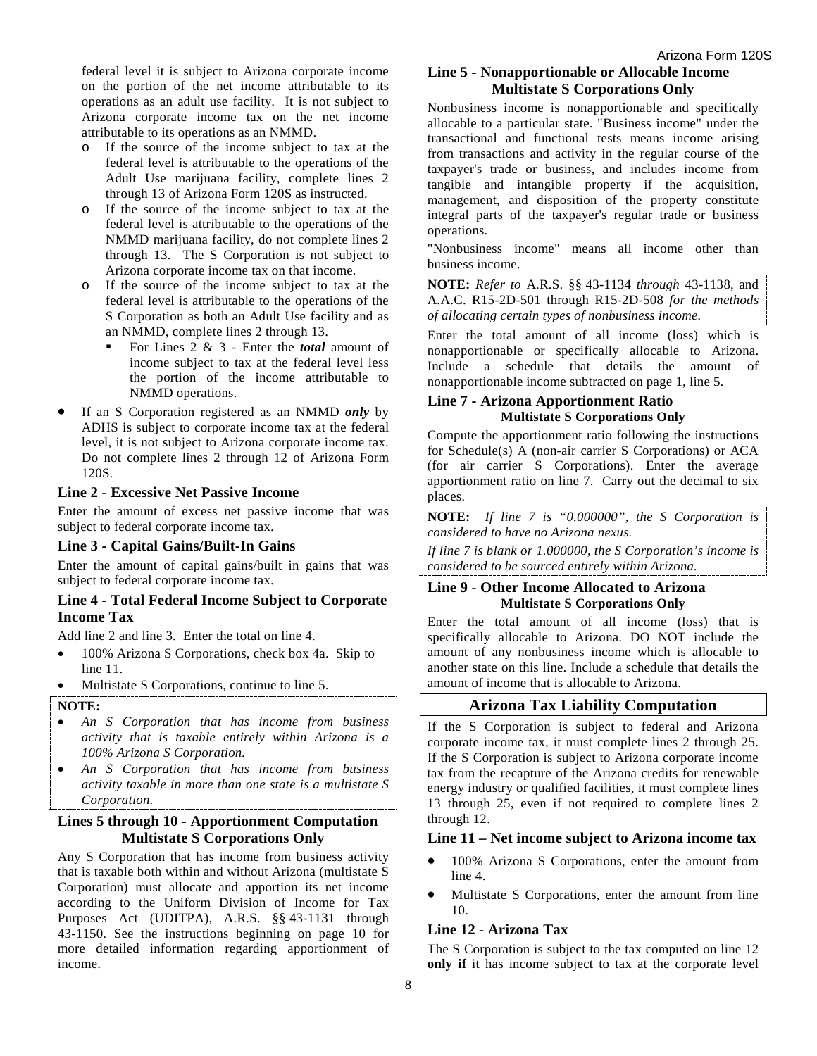federal level it is subject to Arizona corporate income on the portion of the net income attributable to its operations as an adult use facility. It is not subject to Arizona corporate income tax on the net income attributable to its operations as an NMMD.

- If the source of the income subject to tax at the federal level is attributable to the operations of the Adult Use marijuana facility, complete lines 2 through 13 of Arizona Form 120S as instructed.
- If the source of the income subject to tax at the federal level is attributable to the operations of the NMMD marijuana facility, do not complete lines 2 through 13. The S Corporation is not subject to Arizona corporate income tax on that income.
- If the source of the income subject to tax at the federal level is attributable to the operations of the S Corporation as both an Adult Use facility and as an NMMD, complete lines 2 through 13.
  - For Lines 2 & 3 - Enter the ***total*** amount of income subject to tax at the federal level less the portion of the income attributable to NMMD operations.

- If an S Corporation registered as an NMMD ***only*** by ADHS is subject to corporate income tax at the federal level, it is not subject to Arizona corporate income tax. Do not complete lines 2 through 12 of Arizona Form 120S.

### Line 2 - Excessive Net Passive Income

Enter the amount of excess net passive income that was subject to federal corporate income tax.

### Line 3 - Capital Gains/Built-In Gains

Enter the amount of capital gains/built in gains that was subject to federal corporate income tax.

### Line 4 - Total Federal Income Subject to Corporate Income Tax

Add line 2 and line 3. Enter the total on line 4.

- 100% Arizona S Corporations, check box 4a. Skip to line 11.
- Multistate S Corporations, continue to line 5.

**NOTE:**

- *An S Corporation that has income from business activity that is taxable entirely within Arizona is a 100% Arizona S Corporation.*
- *An S Corporation that has income from business activity taxable in more than one state is a multistate S Corporation.*

### Lines 5 through 10 - Apportionment Computation Multistate S Corporations Only

Any S Corporation that has income from business activity that is taxable both within and without Arizona (multistate S Corporation) must allocate and apportion its net income according to the Uniform Division of Income for Tax Purposes Act (UDITPA), A.R.S. §§ 43-1131 through 43-1150. See the instructions beginning on page 10 for more detailed information regarding apportionment of income.

### Line 5 - Nonapportionable or Allocable Income Multistate S Corporations Only

Nonbusiness income is nonapportionable and specifically allocable to a particular state. "Business income" under the transactional and functional tests means income arising from transactions and activity in the regular course of the taxpayer's trade or business, and includes income from tangible and intangible property if the acquisition, management, and disposition of the property constitute integral parts of the taxpayer's regular trade or business operations.

"Nonbusiness income" means all income other than business income.

**NOTE:** *Refer to* A.R.S. §§ 43-1134 *through* 43-1138, and A.A.C. R15-2D-501 through R15-2D-508 *for the methods of allocating certain types of nonbusiness income.*

Enter the total amount of all income (loss) which is nonapportionable or specifically allocable to Arizona. Include a schedule that details the amount of nonapportionable income subtracted on page 1, line 5.

### Line 7 - Arizona Apportionment Ratio Multistate S Corporations Only

Compute the apportionment ratio following the instructions for Schedule(s) A (non-air carrier S Corporations) or ACA (for air carrier S Corporations). Enter the average apportionment ratio on line 7. Carry out the decimal to six places.

**NOTE:** *If line 7 is "0.000000", the S Corporation is considered to have no Arizona nexus.*

*If line 7 is blank or 1.000000, the S Corporation's income is considered to be sourced entirely within Arizona.*

### Line 9 - Other Income Allocated to Arizona Multistate S Corporations Only

Enter the total amount of all income (loss) that is specifically allocable to Arizona. DO NOT include the amount of any nonbusiness income which is allocable to another state on this line. Include a schedule that details the amount of income that is allocable to Arizona.

## Arizona Tax Liability Computation

If the S Corporation is subject to federal and Arizona corporate income tax, it must complete lines 2 through 25. If the S Corporation is subject to Arizona corporate income tax from the recapture of the Arizona credits for renewable energy industry or qualified facilities, it must complete lines 13 through 25, even if not required to complete lines 2 through 12.

### Line 11 – Net income subject to Arizona income tax

- 100% Arizona S Corporations, enter the amount from line 4.
- Multistate S Corporations, enter the amount from line 10.

### Line 12 - Arizona Tax

The S Corporation is subject to the tax computed on line 12 **only if** it has income subject to tax at the corporate level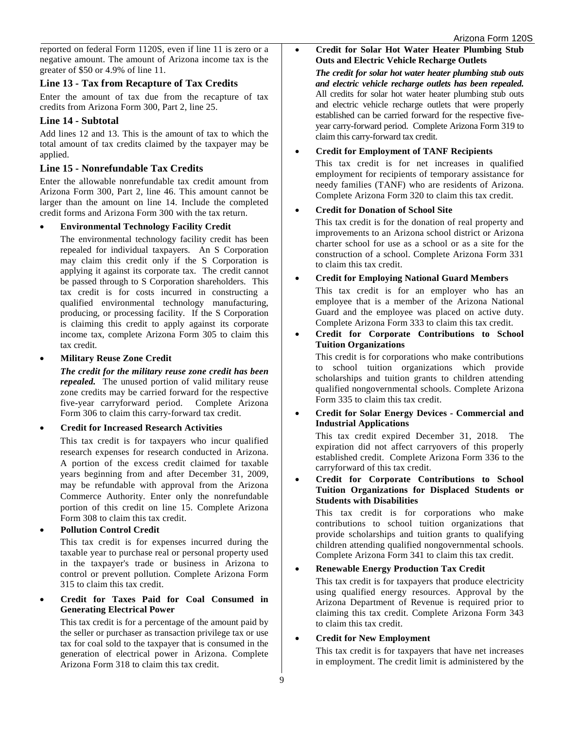reported on federal Form 1120S, even if line 11 is zero or a negative amount. The amount of Arizona income tax is the greater of $50 or 4.9% of line 11.

### Line 13 - Tax from Recapture of Tax Credits

Enter the amount of tax due from the recapture of tax credits from Arizona Form 300, Part 2, line 25.

### Line 14 - Subtotal

Add lines 12 and 13. This is the amount of tax to which the total amount of tax credits claimed by the taxpayer may be applied.

### Line 15 - Nonrefundable Tax Credits

Enter the allowable nonrefundable tax credit amount from Arizona Form 300, Part 2, line 46. This amount cannot be larger than the amount on line 14. Include the completed credit forms and Arizona Form 300 with the tax return.

- **Environmental Technology Facility Credit**

  The environmental technology facility credit has been repealed for individual taxpayers. An S Corporation may claim this credit only if the S Corporation is applying it against its corporate tax. The credit cannot be passed through to S Corporation shareholders. This tax credit is for costs incurred in constructing a qualified environmental technology manufacturing, producing, or processing facility. If the S Corporation is claiming this credit to apply against its corporate income tax, complete Arizona Form 305 to claim this tax credit.

- **Military Reuse Zone Credit**

  ***The credit for the military reuse zone credit has been repealed.*** The unused portion of valid military reuse zone credits may be carried forward for the respective five-year carryforward period. Complete Arizona Form 306 to claim this carry-forward tax credit.

- **Credit for Increased Research Activities**

  This tax credit is for taxpayers who incur qualified research expenses for research conducted in Arizona. A portion of the excess credit claimed for taxable years beginning from and after December 31, 2009, may be refundable with approval from the Arizona Commerce Authority. Enter only the nonrefundable portion of this credit on line 15. Complete Arizona Form 308 to claim this tax credit.

- **Pollution Control Credit**

  This tax credit is for expenses incurred during the taxable year to purchase real or personal property used in the taxpayer's trade or business in Arizona to control or prevent pollution. Complete Arizona Form 315 to claim this tax credit.

- **Credit for Taxes Paid for Coal Consumed in Generating Electrical Power**

  This tax credit is for a percentage of the amount paid by the seller or purchaser as transaction privilege tax or use tax for coal sold to the taxpayer that is consumed in the generation of electrical power in Arizona. Complete Arizona Form 318 to claim this tax credit.

- **Credit for Solar Hot Water Heater Plumbing Stub Outs and Electric Vehicle Recharge Outlets**

  ***The credit for solar hot water heater plumbing stub outs and electric vehicle recharge outlets has been repealed.*** All credits for solar hot water heater plumbing stub outs and electric vehicle recharge outlets that were properly established can be carried forward for the respective five-year carry-forward period. Complete Arizona Form 319 to claim this carry-forward tax credit.

- **Credit for Employment of TANF Recipients**

  This tax credit is for net increases in qualified employment for recipients of temporary assistance for needy families (TANF) who are residents of Arizona. Complete Arizona Form 320 to claim this tax credit.

- **Credit for Donation of School Site**

  This tax credit is for the donation of real property and improvements to an Arizona school district or Arizona charter school for use as a school or as a site for the construction of a school. Complete Arizona Form 331 to claim this tax credit.

- **Credit for Employing National Guard Members**

  This tax credit is for an employer who has an employee that is a member of the Arizona National Guard and the employee was placed on active duty. Complete Arizona Form 333 to claim this tax credit.

- **Credit for Corporate Contributions to School Tuition Organizations**

  This credit is for corporations who make contributions to school tuition organizations which provide scholarships and tuition grants to children attending qualified nongovernmental schools. Complete Arizona Form 335 to claim this tax credit.

- **Credit for Solar Energy Devices - Commercial and Industrial Applications**

  This tax credit expired December 31, 2018. The expiration did not affect carryovers of this properly established credit. Complete Arizona Form 336 to the carryforward of this tax credit.

- **Credit for Corporate Contributions to School Tuition Organizations for Displaced Students or Students with Disabilities**

  This tax credit is for corporations who make contributions to school tuition organizations that provide scholarships and tuition grants to qualifying children attending qualified nongovernmental schools. Complete Arizona Form 341 to claim this tax credit.

- **Renewable Energy Production Tax Credit**

  This tax credit is for taxpayers that produce electricity using qualified energy resources. Approval by the Arizona Department of Revenue is required prior to claiming this tax credit. Complete Arizona Form 343 to claim this tax credit.

- **Credit for New Employment**

  This tax credit is for taxpayers that have net increases in employment. The credit limit is administered by the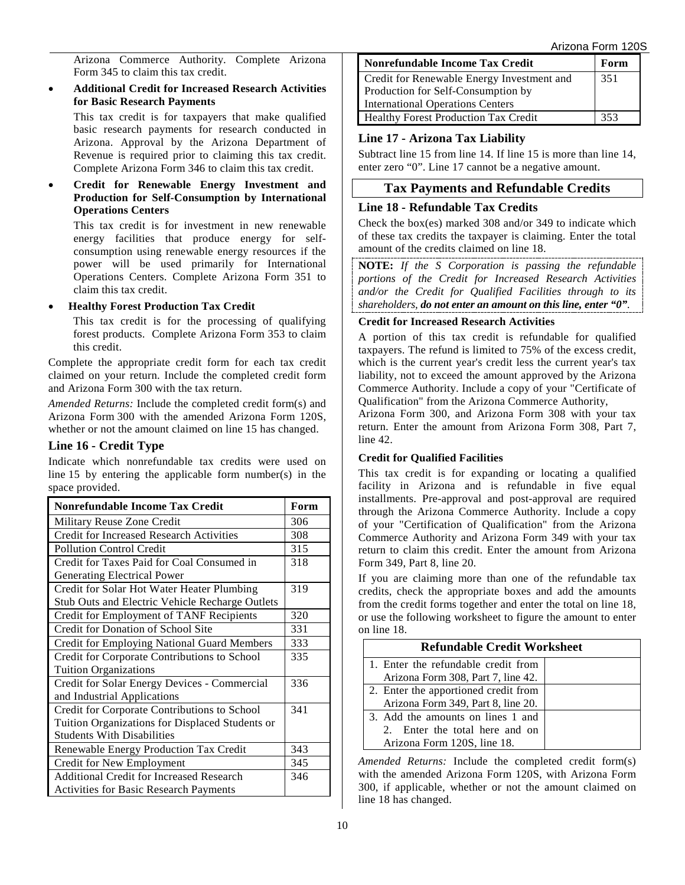Arizona Commerce Authority. Complete Arizona Form 345 to claim this tax credit.

- **Additional Credit for Increased Research Activities for Basic Research Payments**

  This tax credit is for taxpayers that make qualified basic research payments for research conducted in Arizona. Approval by the Arizona Department of Revenue is required prior to claiming this tax credit. Complete Arizona Form 346 to claim this tax credit.

- **Credit for Renewable Energy Investment and Production for Self-Consumption by International Operations Centers**

  This tax credit is for investment in new renewable energy facilities that produce energy for self-consumption using renewable energy resources if the power will be used primarily for International Operations Centers. Complete Arizona Form 351 to claim this tax credit.

- **Healthy Forest Production Tax Credit**

  This tax credit is for the processing of qualifying forest products. Complete Arizona Form 353 to claim this credit.

Complete the appropriate credit form for each tax credit claimed on your return. Include the completed credit form and Arizona Form 300 with the tax return.

*Amended Returns:* Include the completed credit form(s) and Arizona Form 300 with the amended Arizona Form 120S, whether or not the amount claimed on line 15 has changed.

### Line 16 - Credit Type

Indicate which nonrefundable tax credits were used on line 15 by entering the applicable form number(s) in the space provided.

| Nonrefundable Income Tax Credit | Form |
|---|---|
| Military Reuse Zone Credit | 306 |
| Credit for Increased Research Activities | 308 |
| Pollution Control Credit | 315 |
| Credit for Taxes Paid for Coal Consumed in Generating Electrical Power | 318 |
| Credit for Solar Hot Water Heater Plumbing Stub Outs and Electric Vehicle Recharge Outlets | 319 |
| Credit for Employment of TANF Recipients | 320 |
| Credit for Donation of School Site | 331 |
| Credit for Employing National Guard Members | 333 |
| Credit for Corporate Contributions to School Tuition Organizations | 335 |
| Credit for Solar Energy Devices - Commercial and Industrial Applications | 336 |
| Credit for Corporate Contributions to School Tuition Organizations for Displaced Students or Students With Disabilities | 341 |
| Renewable Energy Production Tax Credit | 343 |
| Credit for New Employment | 345 |
| Additional Credit for Increased Research Activities for Basic Research Payments | 346 |
| Credit for Renewable Energy Investment and Production for Self-Consumption by International Operations Centers | 351 |
| Healthy Forest Production Tax Credit | 353 |

### Line 17 - Arizona Tax Liability

Subtract line 15 from line 14. If line 15 is more than line 14, enter zero "0". Line 17 cannot be a negative amount.

## Tax Payments and Refundable Credits

### Line 18 - Refundable Tax Credits

Check the box(es) marked 308 and/or 349 to indicate which of these tax credits the taxpayer is claiming. Enter the total amount of the credits claimed on line 18.

**NOTE:** *If the S Corporation is passing the refundable portions of the Credit for Increased Research Activities and/or the Credit for Qualified Facilities through to its shareholders,* ***do not enter an amount on this line, enter "0"****.*

**Credit for Increased Research Activities**

A portion of this tax credit is refundable for qualified taxpayers. The refund is limited to 75% of the excess credit, which is the current year's credit less the current year's tax liability, not to exceed the amount approved by the Arizona Commerce Authority. Include a copy of your "Certificate of Qualification" from the Arizona Commerce Authority, Arizona Form 300, and Arizona Form 308 with your tax return. Enter the amount from Arizona Form 308, Part 7, line 42.

**Credit for Qualified Facilities**

This tax credit is for expanding or locating a qualified facility in Arizona and is refundable in five equal installments. Pre-approval and post-approval are required through the Arizona Commerce Authority. Include a copy of your "Certification of Qualification" from the Arizona Commerce Authority and Arizona Form 349 with your tax return to claim this credit. Enter the amount from Arizona Form 349, Part 8, line 20.

If you are claiming more than one of the refundable tax credits, check the appropriate boxes and add the amounts from the credit forms together and enter the total on line 18, or use the following worksheet to figure the amount to enter on line 18.

| Refundable Credit Worksheet | |
|---|---|
| 1. Enter the refundable credit from Arizona Form 308, Part 7, line 42. | |
| 2. Enter the apportioned credit from Arizona Form 349, Part 8, line 20. | |
| 3. Add the amounts on lines 1 and 2. Enter the total here and on Arizona Form 120S, line 18. | |

*Amended Returns:* Include the completed credit form(s) with the amended Arizona Form 120S, with Arizona Form 300, if applicable, whether or not the amount claimed on line 18 has changed.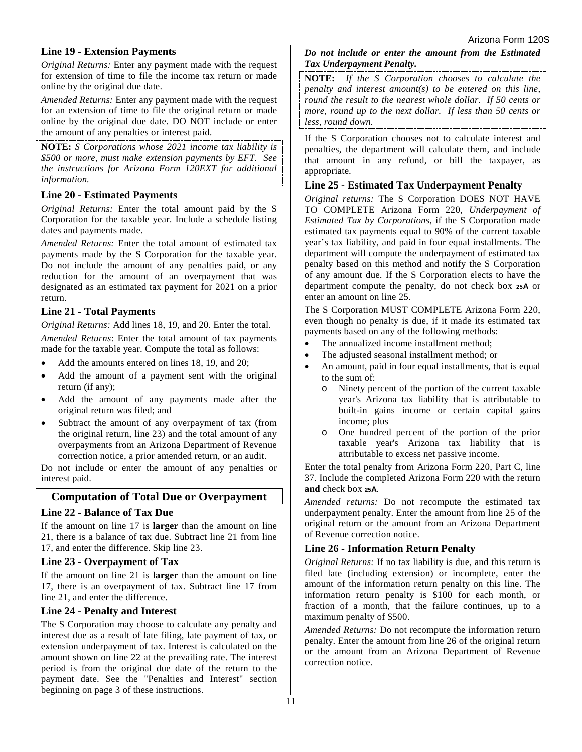### Line 19 - Extension Payments

*Original Returns:* Enter any payment made with the request for extension of time to file the income tax return or made online by the original due date.

*Amended Returns:* Enter any payment made with the request for an extension of time to file the original return or made online by the original due date. DO NOT include or enter the amount of any penalties or interest paid.

**NOTE:** *S Corporations whose 2021 income tax liability is $500 or more, must make extension payments by EFT. See the instructions for Arizona Form 120EXT for additional information.*

### Line 20 - Estimated Payments

*Original Returns:* Enter the total amount paid by the S Corporation for the taxable year. Include a schedule listing dates and payments made.

*Amended Returns:* Enter the total amount of estimated tax payments made by the S Corporation for the taxable year. Do not include the amount of any penalties paid, or any reduction for the amount of an overpayment that was designated as an estimated tax payment for 2021 on a prior return.

### Line 21 - Total Payments

*Original Returns:* Add lines 18, 19, and 20. Enter the total.

*Amended Returns*: Enter the total amount of tax payments made for the taxable year. Compute the total as follows:

- Add the amounts entered on lines 18, 19, and 20;
- Add the amount of a payment sent with the original return (if any);
- Add the amount of any payments made after the original return was filed; and
- Subtract the amount of any overpayment of tax (from the original return, line 23) and the total amount of any overpayments from an Arizona Department of Revenue correction notice, a prior amended return, or an audit.

Do not include or enter the amount of any penalties or interest paid.

## Computation of Total Due or Overpayment

### Line 22 - Balance of Tax Due

If the amount on line 17 is **larger** than the amount on line 21, there is a balance of tax due. Subtract line 21 from line 17, and enter the difference. Skip line 23.

### Line 23 - Overpayment of Tax

If the amount on line 21 is **larger** than the amount on line 17, there is an overpayment of tax. Subtract line 17 from line 21, and enter the difference.

### Line 24 - Penalty and Interest

The S Corporation may choose to calculate any penalty and interest due as a result of late filing, late payment of tax, or extension underpayment of tax. Interest is calculated on the amount shown on line 22 at the prevailing rate. The interest period is from the original due date of the return to the payment date. See the "Penalties and Interest" section beginning on page 3 of these instructions.

***Do not include or enter the amount from the Estimated Tax Underpayment Penalty.***

**NOTE:** *If the S Corporation chooses to calculate the penalty and interest amount(s) to be entered on this line, round the result to the nearest whole dollar. If 50 cents or more, round up to the next dollar. If less than 50 cents or less, round down.*

If the S Corporation chooses not to calculate interest and penalties, the department will calculate them, and include that amount in any refund, or bill the taxpayer, as appropriate.

### Line 25 - Estimated Tax Underpayment Penalty

*Original returns:* The S Corporation DOES NOT HAVE TO COMPLETE Arizona Form 220, *Underpayment of Estimated Tax by Corporations*, if the S Corporation made estimated tax payments equal to 90% of the current taxable year's tax liability, and paid in four equal installments. The department will compute the underpayment of estimated tax penalty based on this method and notify the S Corporation of any amount due. If the S Corporation elects to have the department compute the penalty, do not check box **25A** or enter an amount on line 25.

The S Corporation MUST COMPLETE Arizona Form 220, even though no penalty is due, if it made its estimated tax payments based on any of the following methods:

- The annualized income installment method;
- The adjusted seasonal installment method; or
- An amount, paid in four equal installments, that is equal to the sum of:
  - Ninety percent of the portion of the current taxable year's Arizona tax liability that is attributable to built-in gains income or certain capital gains income; plus
  - One hundred percent of the portion of the prior taxable year's Arizona tax liability that is attributable to excess net passive income.

Enter the total penalty from Arizona Form 220, Part C, line 37. Include the completed Arizona Form 220 with the return **and** check box **25A**.

*Amended returns:* Do not recompute the estimated tax underpayment penalty. Enter the amount from line 25 of the original return or the amount from an Arizona Department of Revenue correction notice.

### Line 26 - Information Return Penalty

*Original Returns:* If no tax liability is due, and this return is filed late (including extension) or incomplete, enter the amount of the information return penalty on this line. The information return penalty is $100 for each month, or fraction of a month, that the failure continues, up to a maximum penalty of $500.

*Amended Returns:* Do not recompute the information return penalty. Enter the amount from line 26 of the original return or the amount from an Arizona Department of Revenue correction notice.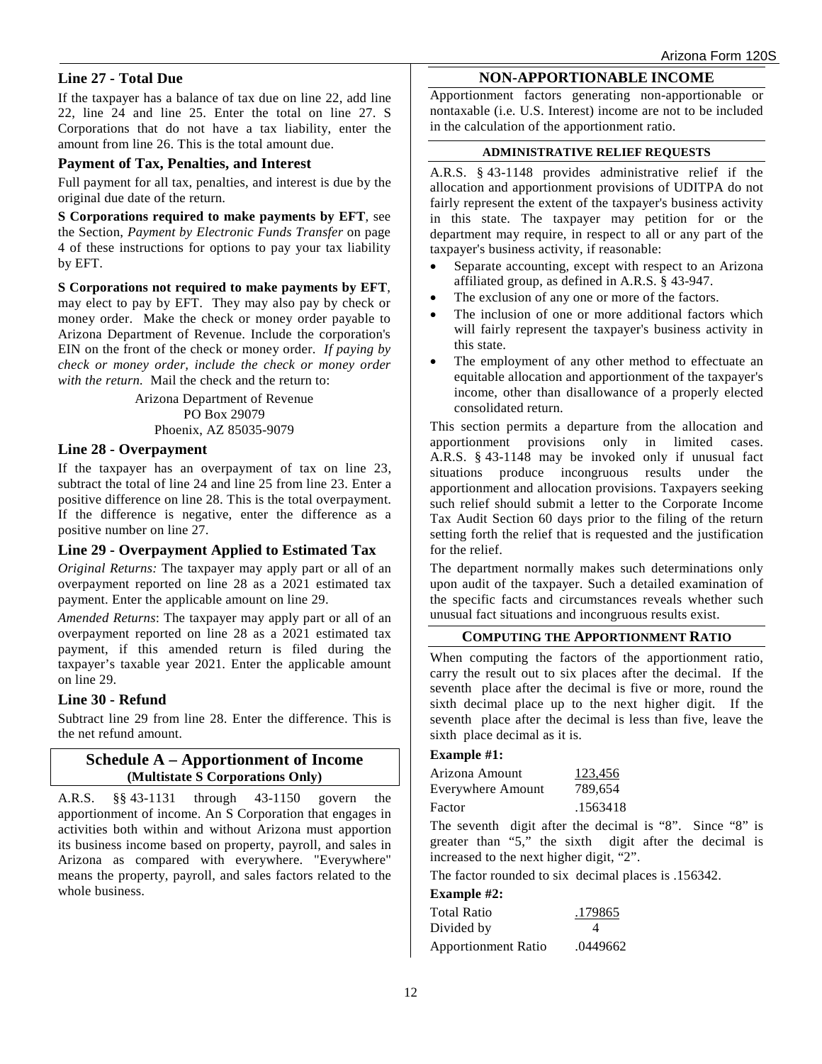### Line 27 - Total Due

If the taxpayer has a balance of tax due on line 22, add line 22, line 24 and line 25. Enter the total on line 27. S Corporations that do not have a tax liability, enter the amount from line 26. This is the total amount due.

### Payment of Tax, Penalties, and Interest

Full payment for all tax, penalties, and interest is due by the original due date of the return.

**S Corporations required to make payments by EFT**, see the Section, *Payment by Electronic Funds Transfer* on page 4 of these instructions for options to pay your tax liability by EFT.

**S Corporations not required to make payments by EFT**, may elect to pay by EFT. They may also pay by check or money order. Make the check or money order payable to Arizona Department of Revenue. Include the corporation's EIN on the front of the check or money order. *If paying by check or money order, include the check or money order with the return.* Mail the check and the return to:

Arizona Department of Revenue
PO Box 29079
Phoenix, AZ 85035-9079

### Line 28 - Overpayment

If the taxpayer has an overpayment of tax on line 23, subtract the total of line 24 and line 25 from line 23. Enter a positive difference on line 28. This is the total overpayment. If the difference is negative, enter the difference as a positive number on line 27.

### Line 29 - Overpayment Applied to Estimated Tax

*Original Returns:* The taxpayer may apply part or all of an overpayment reported on line 28 as a 2021 estimated tax payment. Enter the applicable amount on line 29.

*Amended Returns*: The taxpayer may apply part or all of an overpayment reported on line 28 as a 2021 estimated tax payment, if this amended return is filed during the taxpayer's taxable year 2021. Enter the applicable amount on line 29.

### Line 30 - Refund

Subtract line 29 from line 28. Enter the difference. This is the net refund amount.

## Schedule A – Apportionment of Income
**(Multistate S Corporations Only)**

A.R.S. §§ 43-1131 through 43-1150 govern the apportionment of income. An S Corporation that engages in activities both within and without Arizona must apportion its business income based on property, payroll, and sales in Arizona as compared with everywhere. "Everywhere" means the property, payroll, and sales factors related to the whole business.

### NON-APPORTIONABLE INCOME

Apportionment factors generating non-apportionable or nontaxable (i.e. U.S. Interest) income are not to be included in the calculation of the apportionment ratio.

#### ADMINISTRATIVE RELIEF REQUESTS

A.R.S. § 43-1148 provides administrative relief if the allocation and apportionment provisions of UDITPA do not fairly represent the extent of the taxpayer's business activity in this state. The taxpayer may petition for or the department may require, in respect to all or any part of the taxpayer's business activity, if reasonable:

- Separate accounting, except with respect to an Arizona affiliated group, as defined in A.R.S. § 43-947.
- The exclusion of any one or more of the factors.
- The inclusion of one or more additional factors which will fairly represent the taxpayer's business activity in this state.
- The employment of any other method to effectuate an equitable allocation and apportionment of the taxpayer's income, other than disallowance of a properly elected consolidated return.

This section permits a departure from the allocation and apportionment provisions only in limited cases. A.R.S. § 43-1148 may be invoked only if unusual fact situations produce incongruous results under the apportionment and allocation provisions. Taxpayers seeking such relief should submit a letter to the Corporate Income Tax Audit Section 60 days prior to the filing of the return setting forth the relief that is requested and the justification for the relief.

The department normally makes such determinations only upon audit of the taxpayer. Such a detailed examination of the specific facts and circumstances reveals whether such unusual fact situations and incongruous results exist.

#### COMPUTING THE APPORTIONMENT RATIO

When computing the factors of the apportionment ratio, carry the result out to six places after the decimal. If the seventh place after the decimal is five or more, round the sixth decimal place up to the next higher digit. If the seventh place after the decimal is less than five, leave the sixth place decimal as it is.

**Example #1:**

| | |
|---|---|
| Arizona Amount | 123,456 |
| Everywhere Amount | 789,654 |
| Factor | .1563418 |

The seventh digit after the decimal is "8". Since "8" is greater than "5," the sixth digit after the decimal is increased to the next higher digit, "2".

The factor rounded to six decimal places is .156342.

**Example #2:**

| | |
|---|---|
| Total Ratio | .179865 |
| Divided by | 4 |
| Apportionment Ratio | .0449662 |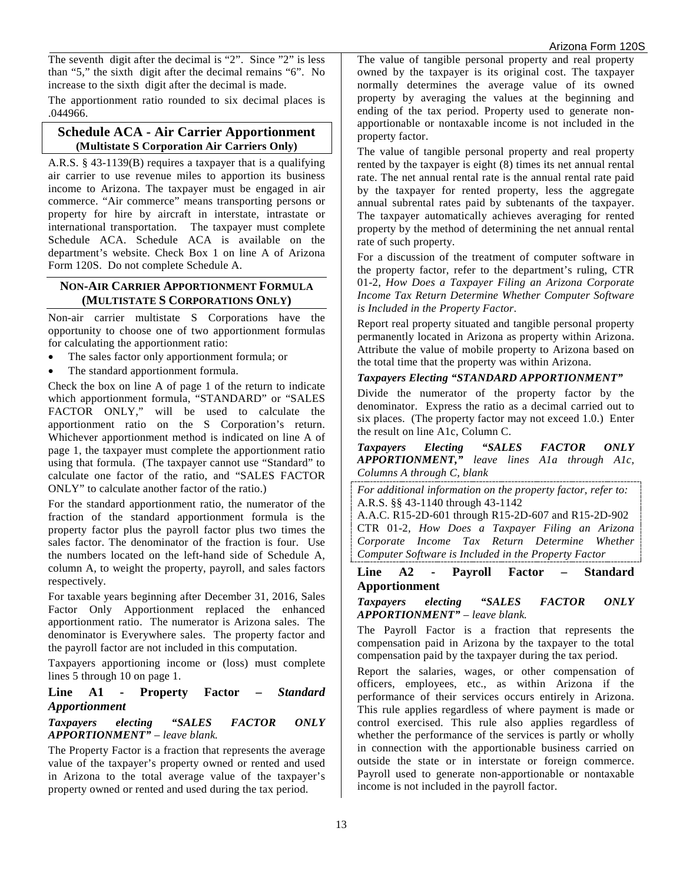The seventh digit after the decimal is "2". Since "2" is less than "5," the sixth digit after the decimal remains "6". No increase to the sixth digit after the decimal is made.

The apportionment ratio rounded to six decimal places is .044966.

## Schedule ACA - Air Carrier Apportionment (Multistate S Corporation Air Carriers Only)

A.R.S. § 43-1139(B) requires a taxpayer that is a qualifying air carrier to use revenue miles to apportion its business income to Arizona. The taxpayer must be engaged in air commerce. "Air commerce" means transporting persons or property for hire by aircraft in interstate, intrastate or international transportation. The taxpayer must complete Schedule ACA. Schedule ACA is available on the department's website. Check Box 1 on line A of Arizona Form 120S. Do not complete Schedule A.

## NON-AIR CARRIER APPORTIONMENT FORMULA (MULTISTATE S CORPORATIONS ONLY)

Non-air carrier multistate S Corporations have the opportunity to choose one of two apportionment formulas for calculating the apportionment ratio:

- The sales factor only apportionment formula; or
- The standard apportionment formula.

Check the box on line A of page 1 of the return to indicate which apportionment formula, "STANDARD" or "SALES FACTOR ONLY," will be used to calculate the apportionment ratio on the S Corporation's return. Whichever apportionment method is indicated on line A of page 1, the taxpayer must complete the apportionment ratio using that formula. (The taxpayer cannot use "Standard" to calculate one factor of the ratio, and "SALES FACTOR ONLY" to calculate another factor of the ratio.)

For the standard apportionment ratio, the numerator of the fraction of the standard apportionment formula is the property factor plus the payroll factor plus two times the sales factor. The denominator of the fraction is four. Use the numbers located on the left-hand side of Schedule A, column A, to weight the property, payroll, and sales factors respectively.

For taxable years beginning after December 31, 2016, Sales Factor Only Apportionment replaced the enhanced apportionment ratio. The numerator is Arizona sales. The denominator is Everywhere sales. The property factor and the payroll factor are not included in this computation.

Taxpayers apportioning income or (loss) must complete lines 5 through 10 on page 1.

### Line A1 - Property Factor – *Standard Apportionment*

***Taxpayers electing "SALES FACTOR ONLY APPORTIONMENT"** – leave blank.*

The Property Factor is a fraction that represents the average value of the taxpayer's property owned or rented and used in Arizona to the total average value of the taxpayer's property owned or rented and used during the tax period.

The value of tangible personal property and real property owned by the taxpayer is its original cost. The taxpayer normally determines the average value of its owned property by averaging the values at the beginning and ending of the tax period. Property used to generate non-apportionable or nontaxable income is not included in the property factor.

The value of tangible personal property and real property rented by the taxpayer is eight (8) times its net annual rental rate. The net annual rental rate is the annual rental rate paid by the taxpayer for rented property, less the aggregate annual subrental rates paid by subtenants of the taxpayer. The taxpayer automatically achieves averaging for rented property by the method of determining the net annual rental rate of such property.

For a discussion of the treatment of computer software in the property factor, refer to the department's ruling, CTR 01-2, *How Does a Taxpayer Filing an Arizona Corporate Income Tax Return Determine Whether Computer Software is Included in the Property Factor*.

Report real property situated and tangible personal property permanently located in Arizona as property within Arizona. Attribute the value of mobile property to Arizona based on the total time that the property was within Arizona.

***Taxpayers Electing "STANDARD APPORTIONMENT"***

Divide the numerator of the property factor by the denominator. Express the ratio as a decimal carried out to six places. (The property factor may not exceed 1.0.) Enter the result on line A1c, Column C.

***Taxpayers Electing "SALES FACTOR ONLY APPORTIONMENT,"** leave lines A1a through A1c, Columns A through C, blank*

*For additional information on the property factor, refer to:*
A.R.S. §§ 43-1140 through 43-1142
A.A.C. R15-2D-601 through R15-2D-607 and R15-2D-902
CTR 01-2, *How Does a Taxpayer Filing an Arizona Corporate Income Tax Return Determine Whether Computer Software is Included in the Property Factor*

### Line A2 - Payroll Factor – Standard Apportionment

***Taxpayers electing "SALES FACTOR ONLY APPORTIONMENT"** – leave blank.*

The Payroll Factor is a fraction that represents the compensation paid in Arizona by the taxpayer to the total compensation paid by the taxpayer during the tax period.

Report the salaries, wages, or other compensation of officers, employees, etc., as within Arizona if the performance of their services occurs entirely in Arizona. This rule applies regardless of where payment is made or control exercised. This rule also applies regardless of whether the performance of the services is partly or wholly in connection with the apportionable business carried on outside the state or in interstate or foreign commerce. Payroll used to generate non-apportionable or nontaxable income is not included in the payroll factor.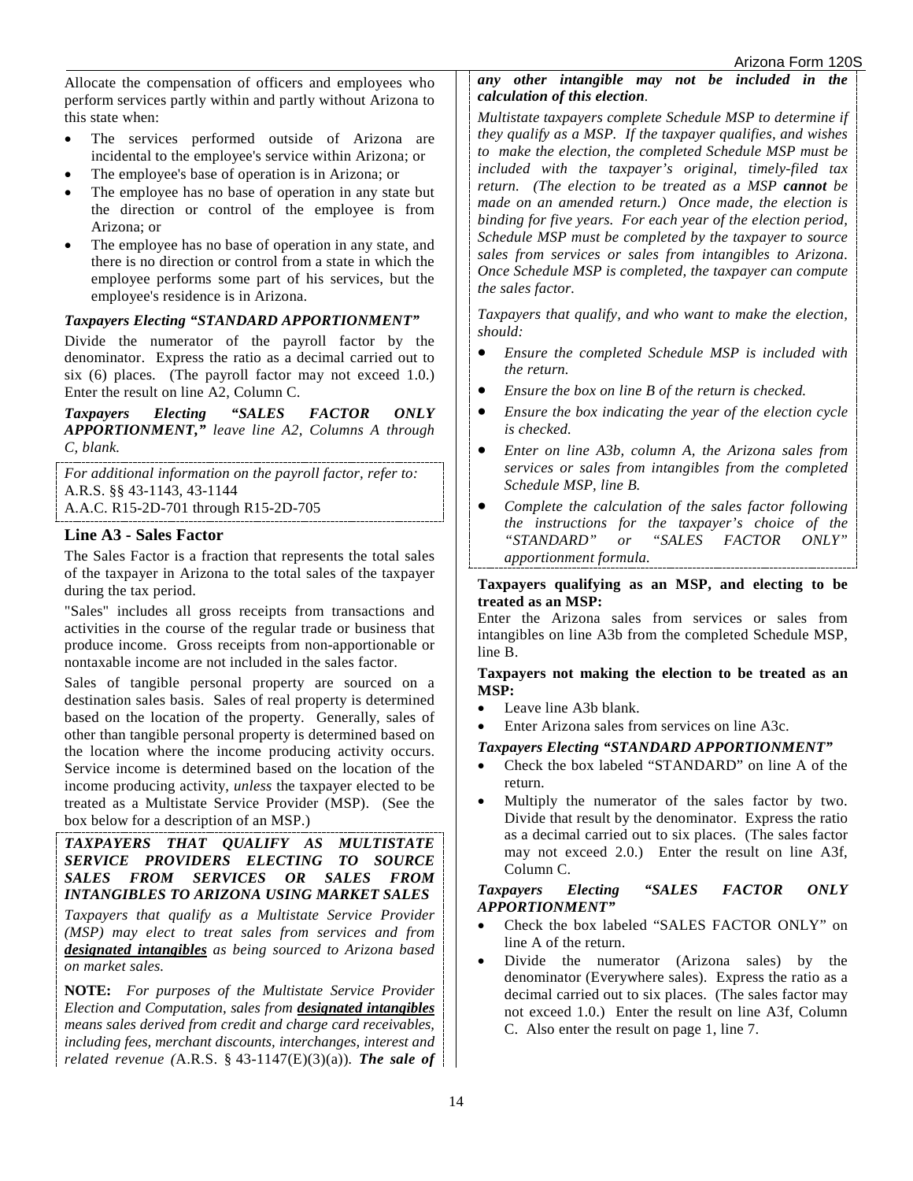Allocate the compensation of officers and employees who perform services partly within and partly without Arizona to this state when:

- The services performed outside of Arizona are incidental to the employee's service within Arizona; or
- The employee's base of operation is in Arizona; or
- The employee has no base of operation in any state but the direction or control of the employee is from Arizona; or
- The employee has no base of operation in any state, and there is no direction or control from a state in which the employee performs some part of his services, but the employee's residence is in Arizona.

***Taxpayers Electing "STANDARD APPORTIONMENT"***

Divide the numerator of the payroll factor by the denominator. Express the ratio as a decimal carried out to six (6) places. (The payroll factor may not exceed 1.0.) Enter the result on line A2, Column C.

***Taxpayers Electing "SALES FACTOR ONLY APPORTIONMENT,"*** *leave line A2, Columns A through C, blank.*

*For additional information on the payroll factor, refer to:*
A.R.S. §§ 43-1143, 43-1144
A.A.C. R15-2D-701 through R15-2D-705

## Line A3 - Sales Factor

The Sales Factor is a fraction that represents the total sales of the taxpayer in Arizona to the total sales of the taxpayer during the tax period.

"Sales" includes all gross receipts from transactions and activities in the course of the regular trade or business that produce income. Gross receipts from non-apportionable or nontaxable income are not included in the sales factor.

Sales of tangible personal property are sourced on a destination sales basis. Sales of real property is determined based on the location of the property. Generally, sales of other than tangible personal property is determined based on the location where the income producing activity occurs. Service income is determined based on the location of the income producing activity, *unless* the taxpayer elected to be treated as a Multistate Service Provider (MSP). (See the box below for a description of an MSP.)

***TAXPAYERS THAT QUALIFY AS MULTISTATE SERVICE PROVIDERS ELECTING TO SOURCE SALES FROM SERVICES OR SALES FROM INTANGIBLES TO ARIZONA USING MARKET SALES***

*Taxpayers that qualify as a Multistate Service Provider (MSP) may elect to treat sales from services and from **designated intangibles** as being sourced to Arizona based on market sales.*

**NOTE:** *For purposes of the Multistate Service Provider Election and Computation, sales from **designated intangibles** means sales derived from credit and charge card receivables, including fees, merchant discounts, interchanges, interest and related revenue (*A.R.S. § 43-1147(E)(3)(a)*). **The sale of any other intangible may not be included in the calculation of this election**.*

*Multistate taxpayers complete Schedule MSP to determine if they qualify as a MSP. If the taxpayer qualifies, and wishes to make the election, the completed Schedule MSP must be included with the taxpayer's original, timely-filed tax return. (The election to be treated as a MSP **cannot** be made on an amended return.) Once made, the election is binding for five years. For each year of the election period, Schedule MSP must be completed by the taxpayer to source sales from services or sales from intangibles to Arizona. Once Schedule MSP is completed, the taxpayer can compute the sales factor.*

*Taxpayers that qualify, and who want to make the election, should:*

- *Ensure the completed Schedule MSP is included with the return.*
- *Ensure the box on line B of the return is checked.*
- *Ensure the box indicating the year of the election cycle is checked.*
- *Enter on line A3b, column A, the Arizona sales from services or sales from intangibles from the completed Schedule MSP, line B.*
- *Complete the calculation of the sales factor following the instructions for the taxpayer's choice of the "STANDARD" or "SALES FACTOR ONLY" apportionment formula.*

**Taxpayers qualifying as an MSP, and electing to be treated as an MSP:**

Enter the Arizona sales from services or sales from intangibles on line A3b from the completed Schedule MSP, line B.

**Taxpayers not making the election to be treated as an MSP:**

- Leave line A3b blank.
- Enter Arizona sales from services on line A3c.

***Taxpayers Electing "STANDARD APPORTIONMENT"***

- Check the box labeled "STANDARD" on line A of the return.
- Multiply the numerator of the sales factor by two. Divide that result by the denominator. Express the ratio as a decimal carried out to six places. (The sales factor may not exceed 2.0.) Enter the result on line A3f, Column C.

***Taxpayers Electing "SALES FACTOR ONLY APPORTIONMENT"***

- Check the box labeled "SALES FACTOR ONLY" on line A of the return.
- Divide the numerator (Arizona sales) by the denominator (Everywhere sales). Express the ratio as a decimal carried out to six places. (The sales factor may not exceed 1.0.) Enter the result on line A3f, Column C. Also enter the result on page 1, line 7.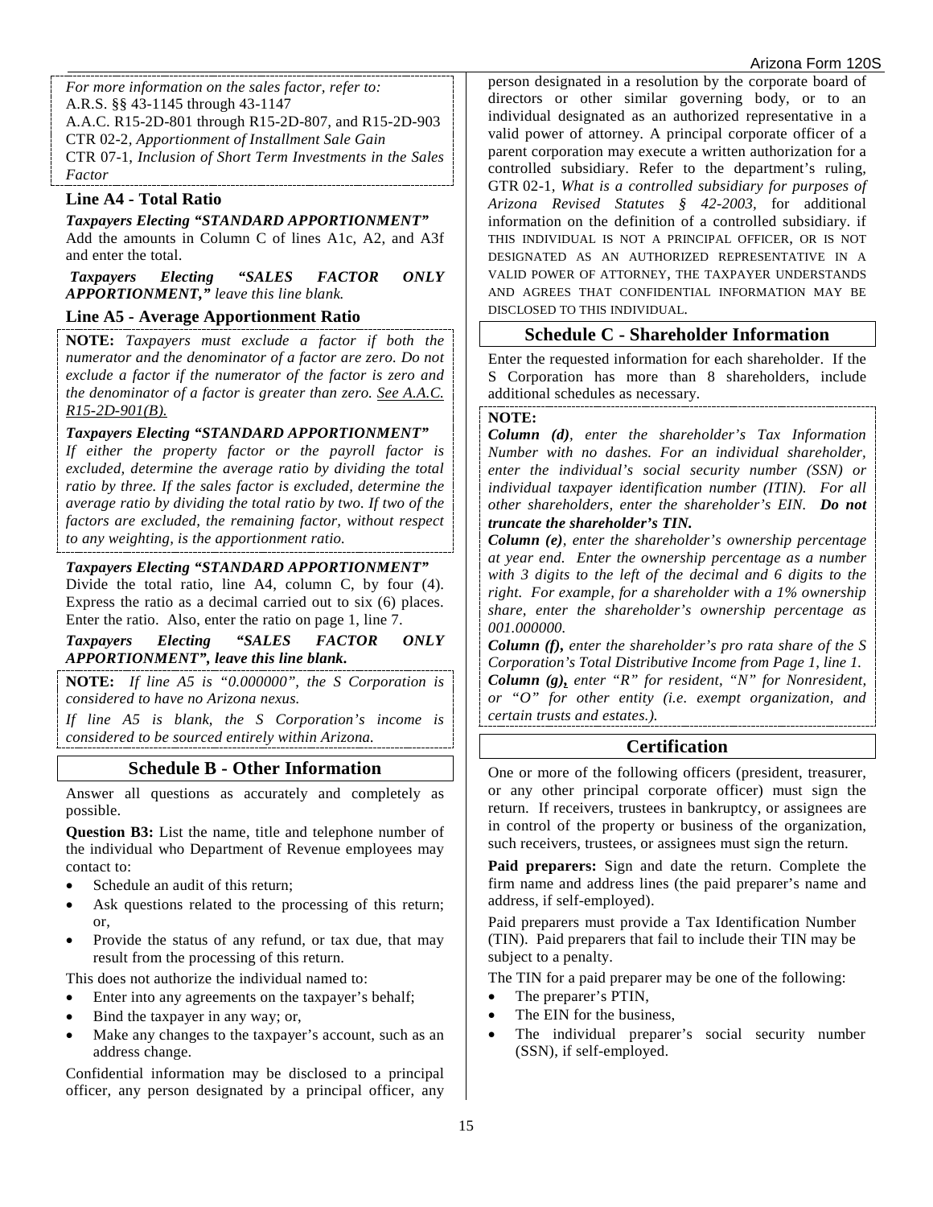*For more information on the sales factor, refer to:*
A.R.S. §§ 43-1145 through 43-1147
A.A.C. R15-2D-801 through R15-2D-807, and R15-2D-903
CTR 02-2, *Apportionment of Installment Sale Gain*
CTR 07-1, *Inclusion of Short Term Investments in the Sales Factor*

### Line A4 - Total Ratio

***Taxpayers Electing "STANDARD APPORTIONMENT"***
Add the amounts in Column C of lines A1c, A2, and A3f and enter the total.

***Taxpayers Electing "SALES FACTOR ONLY APPORTIONMENT,"*** *leave this line blank.*

### Line A5 - Average Apportionment Ratio

**NOTE:** *Taxpayers must exclude a factor if both the numerator and the denominator of a factor are zero. Do not exclude a factor if the numerator of the factor is zero and the denominator of a factor is greater than zero. See A.A.C. R15-2D-901(B).*

***Taxpayers Electing "STANDARD APPORTIONMENT"***
*If either the property factor or the payroll factor is excluded, determine the average ratio by dividing the total ratio by three. If the sales factor is excluded, determine the average ratio by dividing the total ratio by two. If two of the factors are excluded, the remaining factor, without respect to any weighting, is the apportionment ratio.*

***Taxpayers Electing "STANDARD APPORTIONMENT"***
Divide the total ratio, line A4, column C, by four (4). Express the ratio as a decimal carried out to six (6) places. Enter the ratio. Also, enter the ratio on page 1, line 7.

***Taxpayers Electing "SALES FACTOR ONLY APPORTIONMENT", leave this line blank.***

**NOTE:** *If line A5 is "0.000000", the S Corporation is considered to have no Arizona nexus.*

*If line A5 is blank, the S Corporation's income is considered to be sourced entirely within Arizona.*

## Schedule B - Other Information

Answer all questions as accurately and completely as possible.

**Question B3:** List the name, title and telephone number of the individual who Department of Revenue employees may contact to:

- Schedule an audit of this return;
- Ask questions related to the processing of this return; or,
- Provide the status of any refund, or tax due, that may result from the processing of this return.

This does not authorize the individual named to:

- Enter into any agreements on the taxpayer's behalf;
- Bind the taxpayer in any way; or,
- Make any changes to the taxpayer's account, such as an address change.

Confidential information may be disclosed to a principal officer, any person designated by a principal officer, any person designated in a resolution by the corporate board of directors or other similar governing body, or to an individual designated as an authorized representative in a valid power of attorney. A principal corporate officer of a parent corporation may execute a written authorization for a controlled subsidiary. Refer to the department's ruling, GTR 02-1, *What is a controlled subsidiary for purposes of Arizona Revised Statutes § 42-2003*, for additional information on the definition of a controlled subsidiary. if THIS INDIVIDUAL IS NOT A PRINCIPAL OFFICER, OR IS NOT DESIGNATED AS AN AUTHORIZED REPRESENTATIVE IN A VALID POWER OF ATTORNEY, THE TAXPAYER UNDERSTANDS AND AGREES THAT CONFIDENTIAL INFORMATION MAY BE DISCLOSED TO THIS INDIVIDUAL.

## Schedule C - Shareholder Information

Enter the requested information for each shareholder. If the S Corporation has more than 8 shareholders, include additional schedules as necessary.

**NOTE:**
***Column (d)***, *enter the shareholder's Tax Information Number with no dashes. For an individual shareholder, enter the individual's social security number (SSN) or individual taxpayer identification number (ITIN). For all other shareholders, enter the shareholder's EIN.* ***Do not truncate the shareholder's TIN.***
***Column (e)***, *enter the shareholder's ownership percentage at year end. Enter the ownership percentage as a number with 3 digits to the left of the decimal and 6 digits to the right. For example, for a shareholder with a 1% ownership share, enter the shareholder's ownership percentage as 001.000000.*
***Column (f)***, *enter the shareholder's pro rata share of the S Corporation's Total Distributive Income from Page 1, line 1.*
***Column (g)***, *enter "R" for resident, "N" for Nonresident, or "O" for other entity (i.e. exempt organization, and certain trusts and estates.).*

## Certification

One or more of the following officers (president, treasurer, or any other principal corporate officer) must sign the return. If receivers, trustees in bankruptcy, or assignees are in control of the property or business of the organization, such receivers, trustees, or assignees must sign the return.

**Paid preparers:** Sign and date the return. Complete the firm name and address lines (the paid preparer's name and address, if self-employed).

Paid preparers must provide a Tax Identification Number (TIN). Paid preparers that fail to include their TIN may be subject to a penalty.

The TIN for a paid preparer may be one of the following:

- The preparer's PTIN,
- The EIN for the business,
- The individual preparer's social security number (SSN), if self-employed.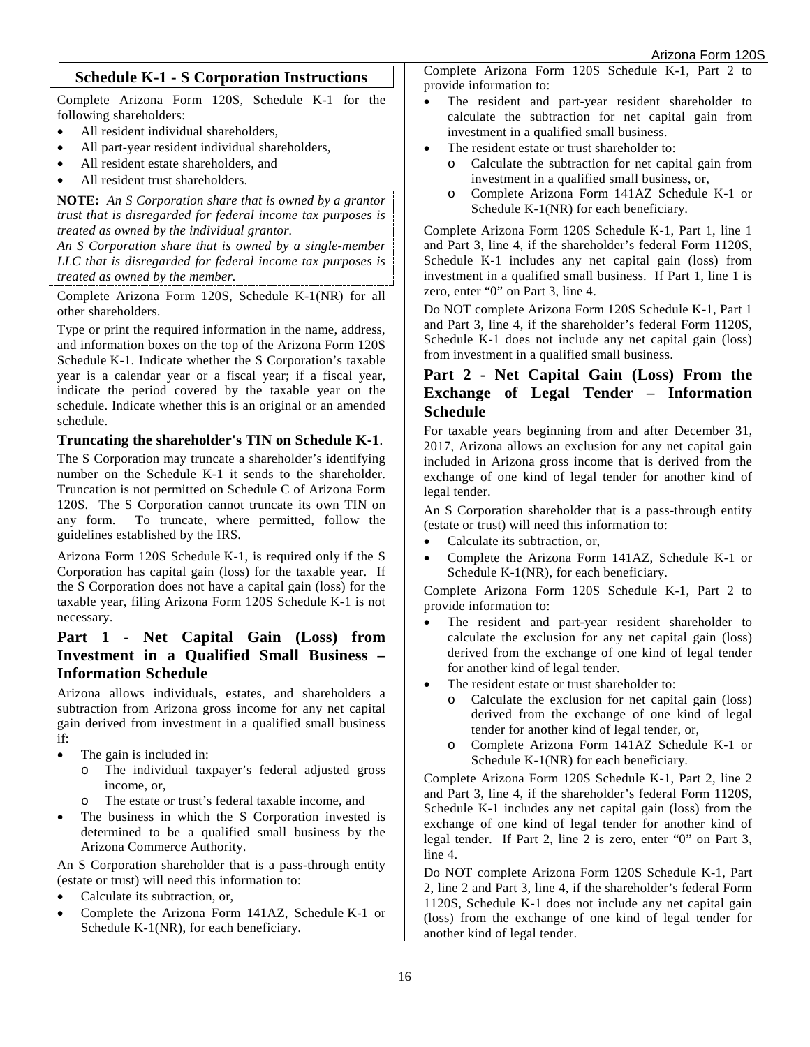## Schedule K-1 - S Corporation Instructions

Complete Arizona Form 120S, Schedule K-1 for the following shareholders:

- All resident individual shareholders,
- All part-year resident individual shareholders,
- All resident estate shareholders, and
- All resident trust shareholders.

**NOTE:** *An S Corporation share that is owned by a grantor trust that is disregarded for federal income tax purposes is treated as owned by the individual grantor.*

*An S Corporation share that is owned by a single-member LLC that is disregarded for federal income tax purposes is treated as owned by the member.*

Complete Arizona Form 120S, Schedule K-1(NR) for all other shareholders.

Type or print the required information in the name, address, and information boxes on the top of the Arizona Form 120S Schedule K-1. Indicate whether the S Corporation's taxable year is a calendar year or a fiscal year; if a fiscal year, indicate the period covered by the taxable year on the schedule. Indicate whether this is an original or an amended schedule.

**Truncating the shareholder's TIN on Schedule K-1**.

The S Corporation may truncate a shareholder's identifying number on the Schedule K-1 it sends to the shareholder. Truncation is not permitted on Schedule C of Arizona Form 120S. The S Corporation cannot truncate its own TIN on any form. To truncate, where permitted, follow the guidelines established by the IRS.

Arizona Form 120S Schedule K-1, is required only if the S Corporation has capital gain (loss) for the taxable year. If the S Corporation does not have a capital gain (loss) for the taxable year, filing Arizona Form 120S Schedule K-1 is not necessary.

### Part 1 - Net Capital Gain (Loss) from Investment in a Qualified Small Business – Information Schedule

Arizona allows individuals, estates, and shareholders a subtraction from Arizona gross income for any net capital gain derived from investment in a qualified small business if:

- The gain is included in:
  - The individual taxpayer's federal adjusted gross income, or,
  - The estate or trust's federal taxable income, and
- The business in which the S Corporation invested is determined to be a qualified small business by the Arizona Commerce Authority.

An S Corporation shareholder that is a pass-through entity (estate or trust) will need this information to:

- Calculate its subtraction, or,
- Complete the Arizona Form 141AZ, Schedule K-1 or Schedule K-1(NR), for each beneficiary.

Complete Arizona Form 120S Schedule K-1, Part 2 to provide information to:

- The resident and part-year resident shareholder to calculate the subtraction for net capital gain from investment in a qualified small business.
- The resident estate or trust shareholder to:
  - Calculate the subtraction for net capital gain from investment in a qualified small business, or,
  - Complete Arizona Form 141AZ Schedule K-1 or Schedule K-1(NR) for each beneficiary.

Complete Arizona Form 120S Schedule K-1, Part 1, line 1 and Part 3, line 4, if the shareholder's federal Form 1120S, Schedule K-1 includes any net capital gain (loss) from investment in a qualified small business. If Part 1, line 1 is zero, enter "0" on Part 3, line 4.

Do NOT complete Arizona Form 120S Schedule K-1, Part 1 and Part 3, line 4, if the shareholder's federal Form 1120S, Schedule K-1 does not include any net capital gain (loss) from investment in a qualified small business.

### Part 2 - Net Capital Gain (Loss) From the Exchange of Legal Tender – Information Schedule

For taxable years beginning from and after December 31, 2017, Arizona allows an exclusion for any net capital gain included in Arizona gross income that is derived from the exchange of one kind of legal tender for another kind of legal tender.

An S Corporation shareholder that is a pass-through entity (estate or trust) will need this information to:

- Calculate its subtraction, or,
- Complete the Arizona Form 141AZ, Schedule K-1 or Schedule K-1(NR), for each beneficiary.

Complete Arizona Form 120S Schedule K-1, Part 2 to provide information to:

- The resident and part-year resident shareholder to calculate the exclusion for any net capital gain (loss) derived from the exchange of one kind of legal tender for another kind of legal tender.
- The resident estate or trust shareholder to:
  - Calculate the exclusion for net capital gain (loss) derived from the exchange of one kind of legal tender for another kind of legal tender, or,
  - Complete Arizona Form 141AZ Schedule K-1 or Schedule K-1(NR) for each beneficiary.

Complete Arizona Form 120S Schedule K-1, Part 2, line 2 and Part 3, line 4, if the shareholder's federal Form 1120S, Schedule K-1 includes any net capital gain (loss) from the exchange of one kind of legal tender for another kind of legal tender. If Part 2, line 2 is zero, enter "0" on Part 3, line 4.

Do NOT complete Arizona Form 120S Schedule K-1, Part 2, line 2 and Part 3, line 4, if the shareholder's federal Form 1120S, Schedule K-1 does not include any net capital gain (loss) from the exchange of one kind of legal tender for another kind of legal tender.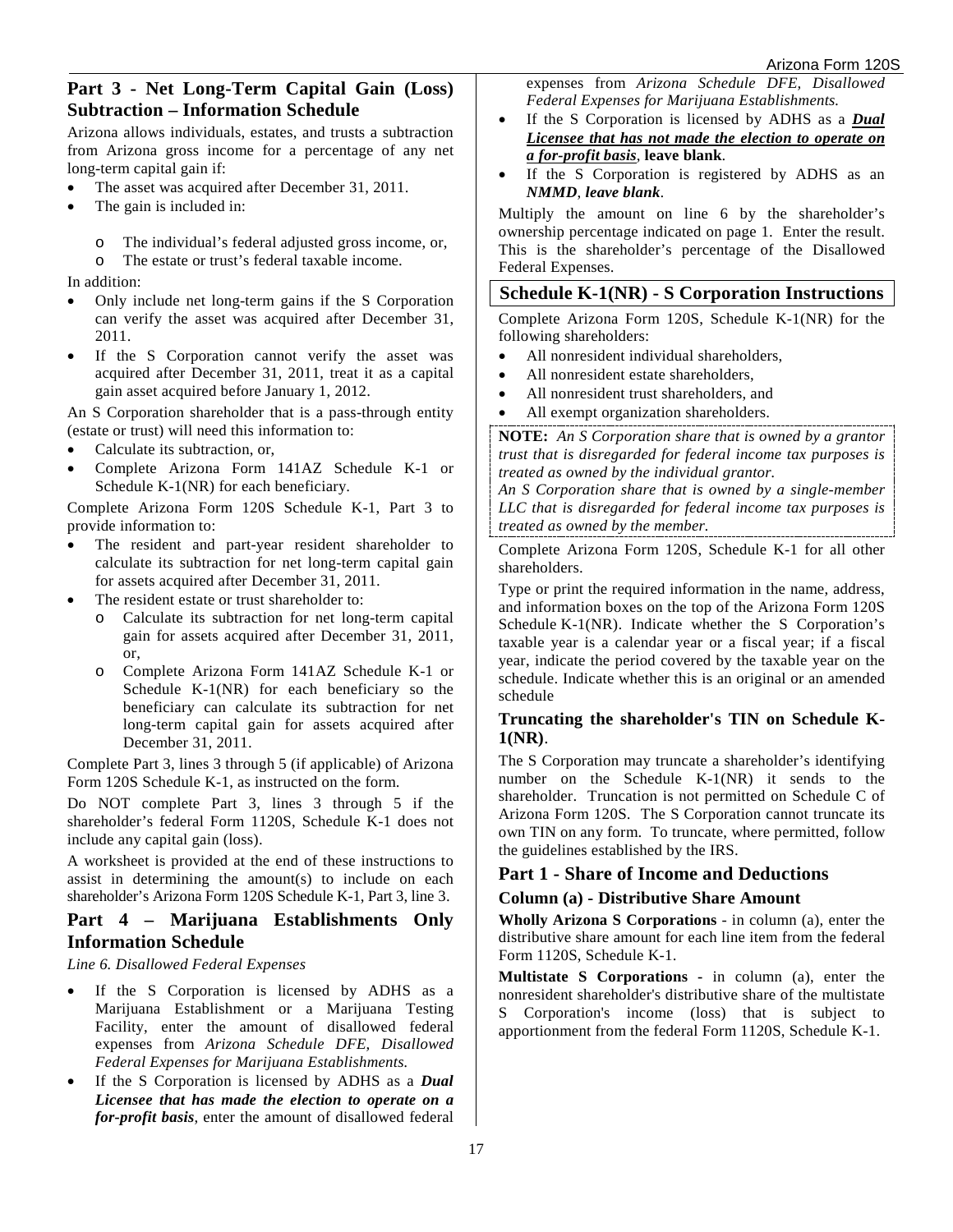## Part 3 - Net Long-Term Capital Gain (Loss) Subtraction – Information Schedule

Arizona allows individuals, estates, and trusts a subtraction from Arizona gross income for a percentage of any net long-term capital gain if:

- The asset was acquired after December 31, 2011.
- The gain is included in:
  - The individual's federal adjusted gross income, or,
  - The estate or trust's federal taxable income.

In addition:

- Only include net long-term gains if the S Corporation can verify the asset was acquired after December 31, 2011.
- If the S Corporation cannot verify the asset was acquired after December 31, 2011, treat it as a capital gain asset acquired before January 1, 2012.

An S Corporation shareholder that is a pass-through entity (estate or trust) will need this information to:

- Calculate its subtraction, or,
- Complete Arizona Form 141AZ Schedule K-1 or Schedule K-1(NR) for each beneficiary.

Complete Arizona Form 120S Schedule K-1, Part 3 to provide information to:

- The resident and part-year resident shareholder to calculate its subtraction for net long-term capital gain for assets acquired after December 31, 2011.
- The resident estate or trust shareholder to:
  - Calculate its subtraction for net long-term capital gain for assets acquired after December 31, 2011, or,
  - Complete Arizona Form 141AZ Schedule K-1 or Schedule K-1(NR) for each beneficiary so the beneficiary can calculate its subtraction for net long-term capital gain for assets acquired after December 31, 2011.

Complete Part 3, lines 3 through 5 (if applicable) of Arizona Form 120S Schedule K-1, as instructed on the form.

Do NOT complete Part 3, lines 3 through 5 if the shareholder's federal Form 1120S, Schedule K-1 does not include any capital gain (loss).

A worksheet is provided at the end of these instructions to assist in determining the amount(s) to include on each shareholder's Arizona Form 120S Schedule K-1, Part 3, line 3.

## Part 4 – Marijuana Establishments Only Information Schedule

*Line 6. Disallowed Federal Expenses*

- If the S Corporation is licensed by ADHS as a Marijuana Establishment or a Marijuana Testing Facility, enter the amount of disallowed federal expenses from *Arizona Schedule DFE, Disallowed Federal Expenses for Marijuana Establishments.*
- If the S Corporation is licensed by ADHS as a ***Dual Licensee that has made the election to operate on a for-profit basis***, enter the amount of disallowed federal expenses from *Arizona Schedule DFE, Disallowed Federal Expenses for Marijuana Establishments.*
- If the S Corporation is licensed by ADHS as a ***Dual Licensee that has not made the election to operate on a for-profit basis***, **leave blank**.
- If the S Corporation is registered by ADHS as an ***NMMD***, ***leave blank***.

Multiply the amount on line 6 by the shareholder's ownership percentage indicated on page 1. Enter the result. This is the shareholder's percentage of the Disallowed Federal Expenses.

## Schedule K-1(NR) - S Corporation Instructions

Complete Arizona Form 120S, Schedule K-1(NR) for the following shareholders:

- All nonresident individual shareholders,
- All nonresident estate shareholders,
- All nonresident trust shareholders, and
- All exempt organization shareholders.

**NOTE:** *An S Corporation share that is owned by a grantor trust that is disregarded for federal income tax purposes is treated as owned by the individual grantor.*

*An S Corporation share that is owned by a single-member LLC that is disregarded for federal income tax purposes is treated as owned by the member.*

Complete Arizona Form 120S, Schedule K-1 for all other shareholders.

Type or print the required information in the name, address, and information boxes on the top of the Arizona Form 120S Schedule K-1(NR). Indicate whether the S Corporation's taxable year is a calendar year or a fiscal year; if a fiscal year, indicate the period covered by the taxable year on the schedule. Indicate whether this is an original or an amended schedule

### Truncating the shareholder's TIN on Schedule K-1(NR).

The S Corporation may truncate a shareholder's identifying number on the Schedule K-1(NR) it sends to the shareholder. Truncation is not permitted on Schedule C of Arizona Form 120S. The S Corporation cannot truncate its own TIN on any form. To truncate, where permitted, follow the guidelines established by the IRS.

## Part 1 - Share of Income and Deductions

### Column (a) - Distributive Share Amount

**Wholly Arizona S Corporations** - in column (a), enter the distributive share amount for each line item from the federal Form 1120S, Schedule K-1.

**Multistate S Corporations** - in column (a), enter the nonresident shareholder's distributive share of the multistate S Corporation's income (loss) that is subject to apportionment from the federal Form 1120S, Schedule K-1.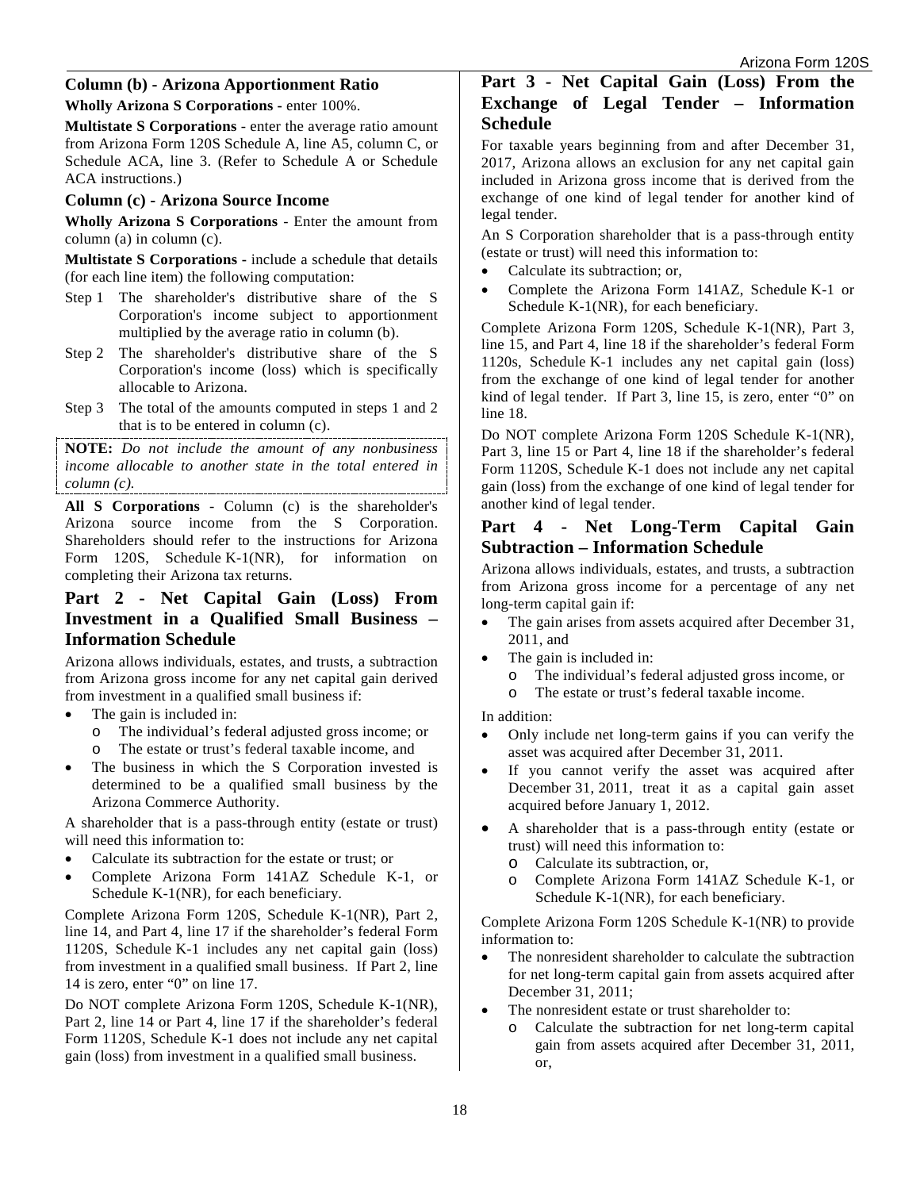### Column (b) - Arizona Apportionment Ratio

**Wholly Arizona S Corporations** - enter 100%.

**Multistate S Corporations** - enter the average ratio amount from Arizona Form 120S Schedule A, line A5, column C, or Schedule ACA, line 3. (Refer to Schedule A or Schedule ACA instructions.)

### Column (c) - Arizona Source Income

**Wholly Arizona S Corporations** - Enter the amount from column (a) in column (c).

**Multistate S Corporations** - include a schedule that details (for each line item) the following computation:

Step 1 The shareholder's distributive share of the S Corporation's income subject to apportionment multiplied by the average ratio in column (b).

Step 2 The shareholder's distributive share of the S Corporation's income (loss) which is specifically allocable to Arizona.

Step 3 The total of the amounts computed in steps 1 and 2 that is to be entered in column (c).

**NOTE:** *Do not include the amount of any nonbusiness income allocable to another state in the total entered in column (c).*

**All S Corporations** - Column (c) is the shareholder's Arizona source income from the S Corporation. Shareholders should refer to the instructions for Arizona Form 120S, Schedule K-1(NR), for information on completing their Arizona tax returns.

## Part 2 - Net Capital Gain (Loss) From Investment in a Qualified Small Business – Information Schedule

Arizona allows individuals, estates, and trusts, a subtraction from Arizona gross income for any net capital gain derived from investment in a qualified small business if:

- The gain is included in:
  - The individual's federal adjusted gross income; or
  - The estate or trust's federal taxable income, and
- The business in which the S Corporation invested is determined to be a qualified small business by the Arizona Commerce Authority.

A shareholder that is a pass-through entity (estate or trust) will need this information to:

- Calculate its subtraction for the estate or trust; or
- Complete Arizona Form 141AZ Schedule K-1, or Schedule K-1(NR), for each beneficiary.

Complete Arizona Form 120S, Schedule K-1(NR), Part 2, line 14, and Part 4, line 17 if the shareholder's federal Form 1120S, Schedule K-1 includes any net capital gain (loss) from investment in a qualified small business. If Part 2, line 14 is zero, enter "0" on line 17.

Do NOT complete Arizona Form 120S, Schedule K-1(NR), Part 2, line 14 or Part 4, line 17 if the shareholder's federal Form 1120S, Schedule K-1 does not include any net capital gain (loss) from investment in a qualified small business.

## Part 3 - Net Capital Gain (Loss) From the Exchange of Legal Tender – Information Schedule

For taxable years beginning from and after December 31, 2017, Arizona allows an exclusion for any net capital gain included in Arizona gross income that is derived from the exchange of one kind of legal tender for another kind of legal tender.

An S Corporation shareholder that is a pass-through entity (estate or trust) will need this information to:

- Calculate its subtraction; or,
- Complete the Arizona Form 141AZ, Schedule K-1 or Schedule K-1(NR), for each beneficiary.

Complete Arizona Form 120S, Schedule K-1(NR), Part 3, line 15, and Part 4, line 18 if the shareholder's federal Form 1120s, Schedule K-1 includes any net capital gain (loss) from the exchange of one kind of legal tender for another kind of legal tender. If Part 3, line 15, is zero, enter "0" on line 18.

Do NOT complete Arizona Form 120S Schedule K-1(NR), Part 3, line 15 or Part 4, line 18 if the shareholder's federal Form 1120S, Schedule K-1 does not include any net capital gain (loss) from the exchange of one kind of legal tender for another kind of legal tender.

## Part 4 - Net Long-Term Capital Gain Subtraction – Information Schedule

Arizona allows individuals, estates, and trusts, a subtraction from Arizona gross income for a percentage of any net long-term capital gain if:

- The gain arises from assets acquired after December 31, 2011, and
- The gain is included in:
  - The individual's federal adjusted gross income, or
  - The estate or trust's federal taxable income.

In addition:

- Only include net long-term gains if you can verify the asset was acquired after December 31, 2011.
- If you cannot verify the asset was acquired after December 31, 2011, treat it as a capital gain asset acquired before January 1, 2012.
- A shareholder that is a pass-through entity (estate or trust) will need this information to:
  - Calculate its subtraction, or,
  - Complete Arizona Form 141AZ Schedule K-1, or Schedule K-1(NR), for each beneficiary.

Complete Arizona Form 120S Schedule K-1(NR) to provide information to:

- The nonresident shareholder to calculate the subtraction for net long-term capital gain from assets acquired after December 31, 2011;
- The nonresident estate or trust shareholder to:
  - Calculate the subtraction for net long-term capital gain from assets acquired after December 31, 2011, or,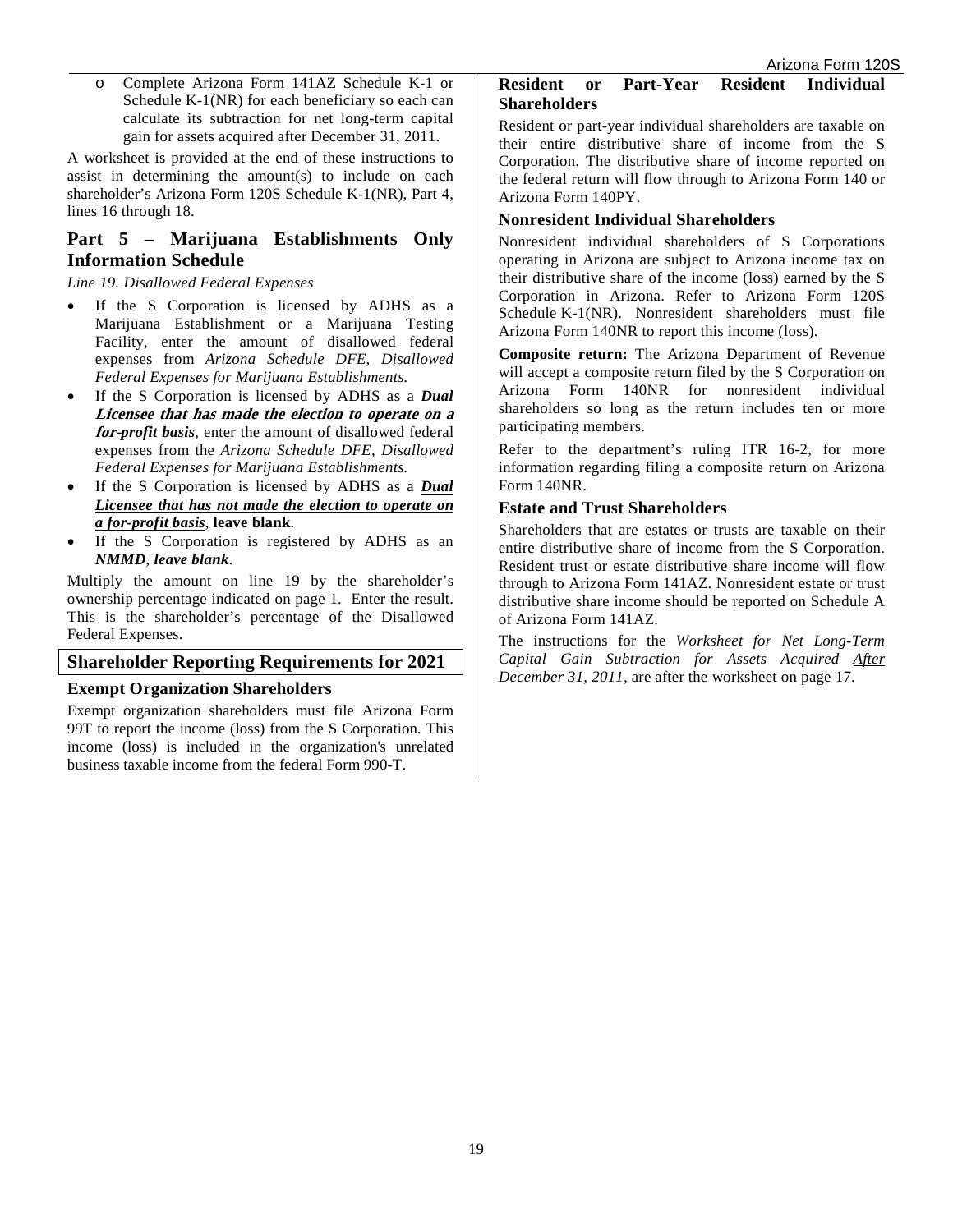- Complete Arizona Form 141AZ Schedule K-1 or Schedule K-1(NR) for each beneficiary so each can calculate its subtraction for net long-term capital gain for assets acquired after December 31, 2011.

A worksheet is provided at the end of these instructions to assist in determining the amount(s) to include on each shareholder's Arizona Form 120S Schedule K-1(NR), Part 4, lines 16 through 18.

## Part 5 – Marijuana Establishments Only Information Schedule

*Line 19. Disallowed Federal Expenses*

- If the S Corporation is licensed by ADHS as a Marijuana Establishment or a Marijuana Testing Facility, enter the amount of disallowed federal expenses from *Arizona Schedule DFE, Disallowed Federal Expenses for Marijuana Establishments.*
- If the S Corporation is licensed by ADHS as a ***Dual Licensee that has made the election to operate on a for-profit basis***, enter the amount of disallowed federal expenses from the *Arizona Schedule DFE, Disallowed Federal Expenses for Marijuana Establishments.*
- If the S Corporation is licensed by ADHS as a ***Dual Licensee that has not made the election to operate on a for-profit basis***, **leave blank**.
- If the S Corporation is registered by ADHS as an ***NMMD***, ***leave blank***.

Multiply the amount on line 19 by the shareholder's ownership percentage indicated on page 1. Enter the result. This is the shareholder's percentage of the Disallowed Federal Expenses.

## Shareholder Reporting Requirements for 2021

### Exempt Organization Shareholders

Exempt organization shareholders must file Arizona Form 99T to report the income (loss) from the S Corporation. This income (loss) is included in the organization's unrelated business taxable income from the federal Form 990-T.

### Resident or Part-Year Resident Individual Shareholders

Resident or part-year individual shareholders are taxable on their entire distributive share of income from the S Corporation. The distributive share of income reported on the federal return will flow through to Arizona Form 140 or Arizona Form 140PY.

### Nonresident Individual Shareholders

Nonresident individual shareholders of S Corporations operating in Arizona are subject to Arizona income tax on their distributive share of the income (loss) earned by the S Corporation in Arizona. Refer to Arizona Form 120S Schedule K-1(NR). Nonresident shareholders must file Arizona Form 140NR to report this income (loss).

**Composite return:** The Arizona Department of Revenue will accept a composite return filed by the S Corporation on Arizona Form 140NR for nonresident individual shareholders so long as the return includes ten or more participating members.

Refer to the department's ruling ITR 16-2, for more information regarding filing a composite return on Arizona Form 140NR.

### Estate and Trust Shareholders

Shareholders that are estates or trusts are taxable on their entire distributive share of income from the S Corporation. Resident trust or estate distributive share income will flow through to Arizona Form 141AZ. Nonresident estate or trust distributive share income should be reported on Schedule A of Arizona Form 141AZ.

The instructions for the *Worksheet for Net Long-Term Capital Gain Subtraction for Assets Acquired After December 31, 2011,* are after the worksheet on page 17.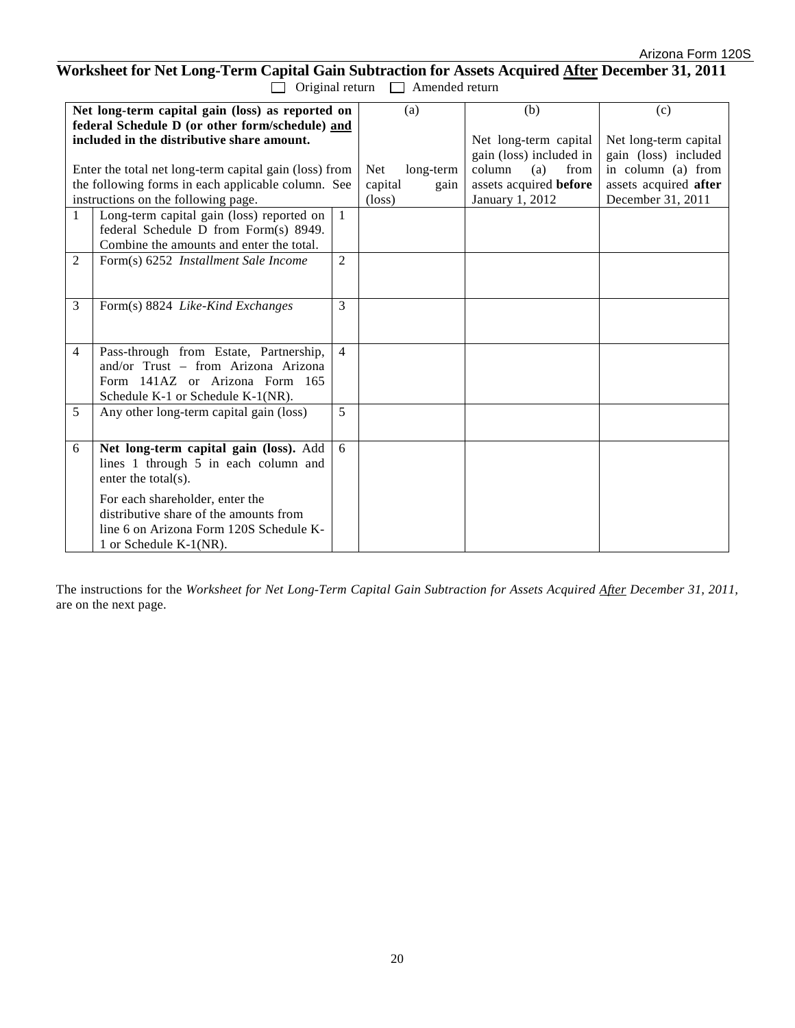Arizona Form 120S

## Worksheet for Net Long-Term Capital Gain Subtraction for Assets Acquired After December 31, 2011

☐ Original return ☐ Amended return

| **Net long-term capital gain (loss) as reported on federal Schedule D (or other form/schedule) and included in the distributive share amount.**<br><br>Enter the total net long-term capital gain (loss) from the following forms in each applicable column. See instructions on the following page. | | | (a)<br><br>Net long-term capital gain (loss) | (b)<br><br>Net long-term capital gain (loss) included in column (a) from assets acquired **before** January 1, 2012 | (c)<br><br>Net long-term capital gain (loss) included in column (a) from assets acquired **after** December 31, 2011 |
|---|---|---|---|---|---|
| 1 | Long-term capital gain (loss) reported on federal Schedule D from Form(s) 8949. Combine the amounts and enter the total. | 1 | | | |
| 2 | Form(s) 6252 *Installment Sale Income* | 2 | | | |
| 3 | Form(s) 8824 *Like-Kind Exchanges* | 3 | | | |
| 4 | Pass-through from Estate, Partnership, and/or Trust – from Arizona Arizona Form 141AZ or Arizona Form 165 Schedule K-1 or Schedule K-1(NR). | 4 | | | |
| 5 | Any other long-term capital gain (loss) | 5 | | | |
| 6 | **Net long-term capital gain (loss).** Add lines 1 through 5 in each column and enter the total(s).<br><br>For each shareholder, enter the distributive share of the amounts from line 6 on Arizona Form 120S Schedule K-1 or Schedule K-1(NR). | 6 | | | |

The instructions for the *Worksheet for Net Long-Term Capital Gain Subtraction for Assets Acquired After December 31, 2011*, are on the next page.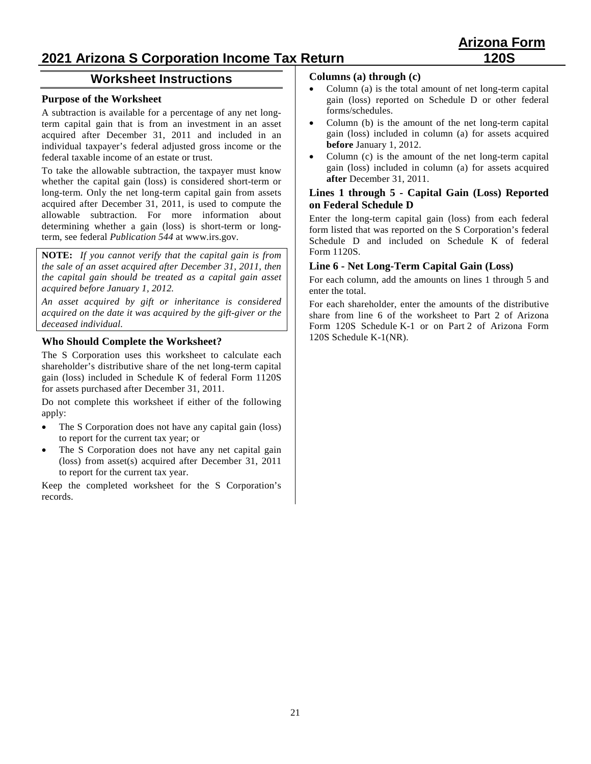## 2021 Arizona S Corporation Income Tax Return

**Arizona Form 120S**

### Worksheet Instructions

#### Purpose of the Worksheet

A subtraction is available for a percentage of any net long-term capital gain that is from an investment in an asset acquired after December 31, 2011 and included in an individual taxpayer's federal adjusted gross income or the federal taxable income of an estate or trust.

To take the allowable subtraction, the taxpayer must know whether the capital gain (loss) is considered short-term or long-term. Only the net long-term capital gain from assets acquired after December 31, 2011, is used to compute the allowable subtraction. For more information about determining whether a gain (loss) is short-term or long-term, see federal *Publication 544* at www.irs.gov.

> **NOTE:** *If you cannot verify that the capital gain is from the sale of an asset acquired after December 31, 2011, then the capital gain should be treated as a capital gain asset acquired before January 1, 2012.*
>
> *An asset acquired by gift or inheritance is considered acquired on the date it was acquired by the gift-giver or the deceased individual.*

#### Who Should Complete the Worksheet?

The S Corporation uses this worksheet to calculate each shareholder's distributive share of the net long-term capital gain (loss) included in Schedule K of federal Form 1120S for assets purchased after December 31, 2011.

Do not complete this worksheet if either of the following apply:

- The S Corporation does not have any capital gain (loss) to report for the current tax year; or
- The S Corporation does not have any net capital gain (loss) from asset(s) acquired after December 31, 2011 to report for the current tax year.

Keep the completed worksheet for the S Corporation's records.

#### Columns (a) through (c)

- Column (a) is the total amount of net long-term capital gain (loss) reported on Schedule D or other federal forms/schedules.
- Column (b) is the amount of the net long-term capital gain (loss) included in column (a) for assets acquired **before** January 1, 2012.
- Column (c) is the amount of the net long-term capital gain (loss) included in column (a) for assets acquired **after** December 31, 2011.

#### Lines 1 through 5 - Capital Gain (Loss) Reported on Federal Schedule D

Enter the long-term capital gain (loss) from each federal form listed that was reported on the S Corporation's federal Schedule D and included on Schedule K of federal Form 1120S.

#### Line 6 - Net Long-Term Capital Gain (Loss)

For each column, add the amounts on lines 1 through 5 and enter the total.

For each shareholder, enter the amounts of the distributive share from line 6 of the worksheet to Part 2 of Arizona Form 120S Schedule K-1 or on Part 2 of Arizona Form 120S Schedule K-1(NR).